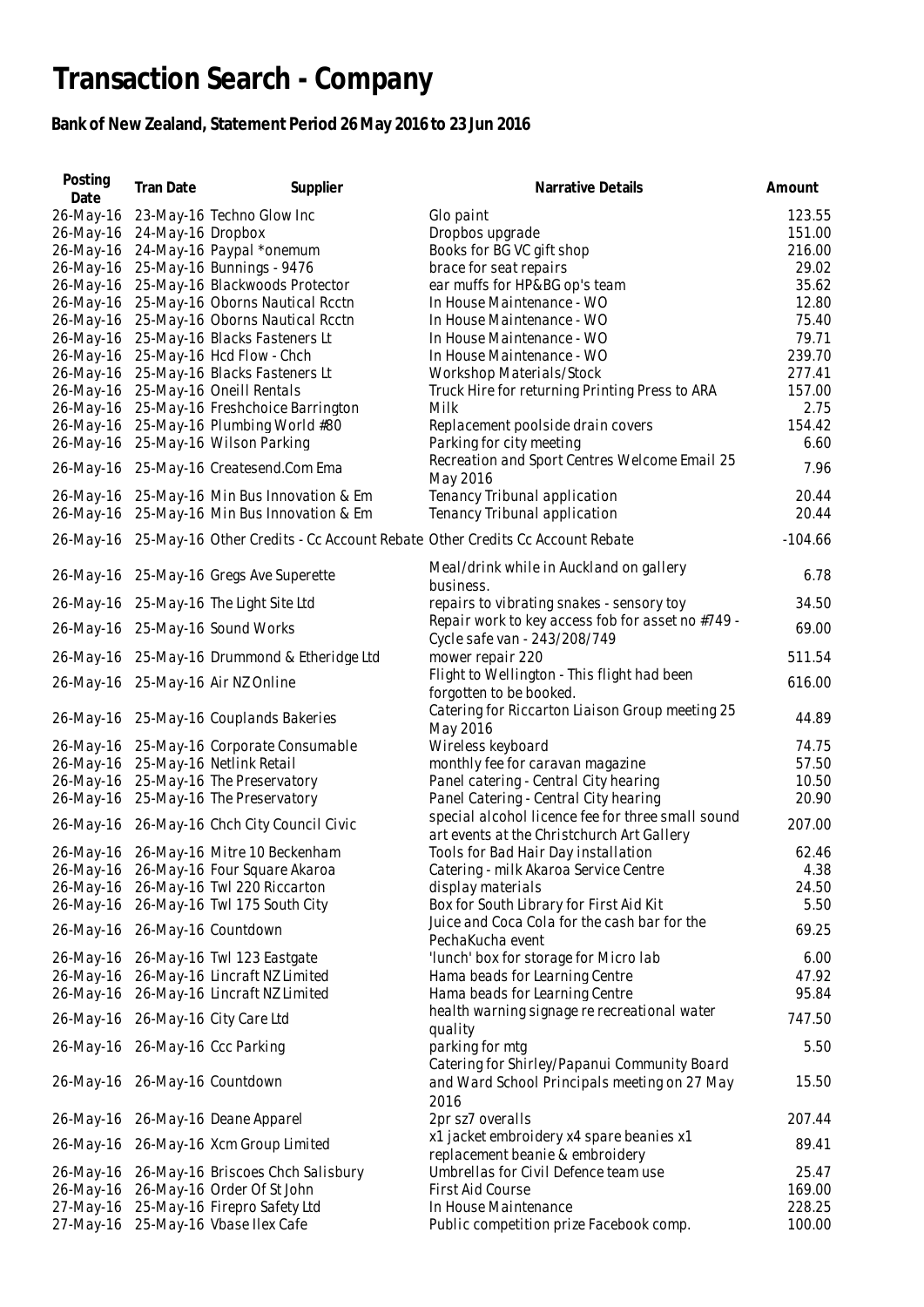# Transaction Search - Company

### Bank of New Zealand, Statement Period 26 May 2016 to 23 Jun 2016

| Posting Date | Tran Date | Supplier | Narrative Details | Amount |
|---|---|---|---|---|
| 26-May-16 | 23-May-16 | Techno Glow Inc | Glo paint | 123.55 |
| 26-May-16 | 24-May-16 | Dropbox | Dropbos upgrade | 151.00 |
| 26-May-16 | 24-May-16 | Paypal *onemum | Books for BG VC gift shop | 216.00 |
| 26-May-16 | 25-May-16 | Bunnings - 9476 | brace for seat repairs | 29.02 |
| 26-May-16 | 25-May-16 | Blackwoods Protector | ear muffs for HP&BG op's team | 35.62 |
| 26-May-16 | 25-May-16 | Oborns Nautical Rcctn | In House Maintenance - WO | 12.80 |
| 26-May-16 | 25-May-16 | Oborns Nautical Rcctn | In House Maintenance - WO | 75.40 |
| 26-May-16 | 25-May-16 | Blacks Fasteners Lt | In House Maintenance - WO | 79.71 |
| 26-May-16 | 25-May-16 | Hcd Flow - Chch | In House Maintenance - WO | 239.70 |
| 26-May-16 | 25-May-16 | Blacks Fasteners Lt | Workshop Materials/Stock | 277.41 |
| 26-May-16 | 25-May-16 | Oneill Rentals | Truck Hire for returning Printing Press to ARA | 157.00 |
| 26-May-16 | 25-May-16 | Freshchoice Barrington | Milk | 2.75 |
| 26-May-16 | 25-May-16 | Plumbing World #80 | Replacement poolside drain covers | 154.42 |
| 26-May-16 | 25-May-16 | Wilson Parking | Parking for city meeting | 6.60 |
| 26-May-16 | 25-May-16 | Createsend.Com Ema | Recreation and Sport Centres Welcome Email 25 May 2016 | 7.96 |
| 26-May-16 | 25-May-16 | Min Bus Innovation & Em | Tenancy Tribunal application | 20.44 |
| 26-May-16 | 25-May-16 | Min Bus Innovation & Em | Tenancy Tribunal application | 20.44 |
| 26-May-16 | 25-May-16 | Other Credits - Cc Account Rebate | Other Credits Cc Account Rebate | -104.66 |
| 26-May-16 | 25-May-16 | Gregs Ave Superette | Meal/drink while in Auckland on gallery business. | 6.78 |
| 26-May-16 | 25-May-16 | The Light Site Ltd | repairs to vibrating snakes - sensory toy | 34.50 |
| 26-May-16 | 25-May-16 | Sound Works | Repair work to key access fob for asset no #749 - Cycle safe van - 243/208/749 | 69.00 |
| 26-May-16 | 25-May-16 | Drummond & Etheridge Ltd | mower repair 220 | 511.54 |
| 26-May-16 | 25-May-16 | Air NZ Online | Flight to Wellington - This flight had been forgotten to be booked. | 616.00 |
| 26-May-16 | 25-May-16 | Couplands Bakeries | Catering for Riccarton Liaison Group meeting 25 May 2016 | 44.89 |
| 26-May-16 | 25-May-16 | Corporate Consumable | Wireless keyboard | 74.75 |
| 26-May-16 | 25-May-16 | Netlink Retail | monthly fee for caravan magazine | 57.50 |
| 26-May-16 | 25-May-16 | The Preservatory | Panel catering - Central City hearing | 10.50 |
| 26-May-16 | 25-May-16 | The Preservatory | Panel Catering - Central City hearing | 20.90 |
| 26-May-16 | 26-May-16 | Chch City Council Civic | special alcohol licence fee for three small sound art events at the Christchurch Art Gallery | 207.00 |
| 26-May-16 | 26-May-16 | Mitre 10 Beckenham | Tools for Bad Hair Day installation | 62.46 |
| 26-May-16 | 26-May-16 | Four Square Akaroa | Catering - milk Akaroa Service Centre | 4.38 |
| 26-May-16 | 26-May-16 | Twl 220 Riccarton | display materials | 24.50 |
| 26-May-16 | 26-May-16 | Twl 175 South City | Box for South Library for First Aid Kit | 5.50 |
| 26-May-16 | 26-May-16 | Countdown | Juice and Coca Cola for the cash bar for the PechaKucha event | 69.25 |
| 26-May-16 | 26-May-16 | Twl 123 Eastgate | 'lunch' box for storage for Micro lab | 6.00 |
| 26-May-16 | 26-May-16 | Lincraft NZ Limited | Hama beads for Learning Centre | 47.92 |
| 26-May-16 | 26-May-16 | Lincraft NZ Limited | Hama beads for Learning Centre | 95.84 |
| 26-May-16 | 26-May-16 | City Care Ltd | health warning signage re recreational water quality | 747.50 |
| 26-May-16 | 26-May-16 | Ccc Parking | parking for mtg | 5.50 |
| 26-May-16 | 26-May-16 | Countdown | Catering for Shirley/Papanui Community Board and Ward School Principals meeting on 27 May 2016 | 15.50 |
| 26-May-16 | 26-May-16 | Deane Apparel | 2pr sz7 overalls | 207.44 |
| 26-May-16 | 26-May-16 | Xcm Group Limited | x1 jacket embroidery x4 spare beanies x1 replacement beanie & embroidery | 89.41 |
| 26-May-16 | 26-May-16 | Briscoes Chch Salisbury | Umbrellas for Civil Defence team use | 25.47 |
| 26-May-16 | 26-May-16 | Order Of St John | First Aid Course | 169.00 |
| 27-May-16 | 25-May-16 | Firepro Safety Ltd | In House Maintenance | 228.25 |
| 27-May-16 | 25-May-16 | Vbase Ilex Cafe | Public competition prize Facebook comp. | 100.00 |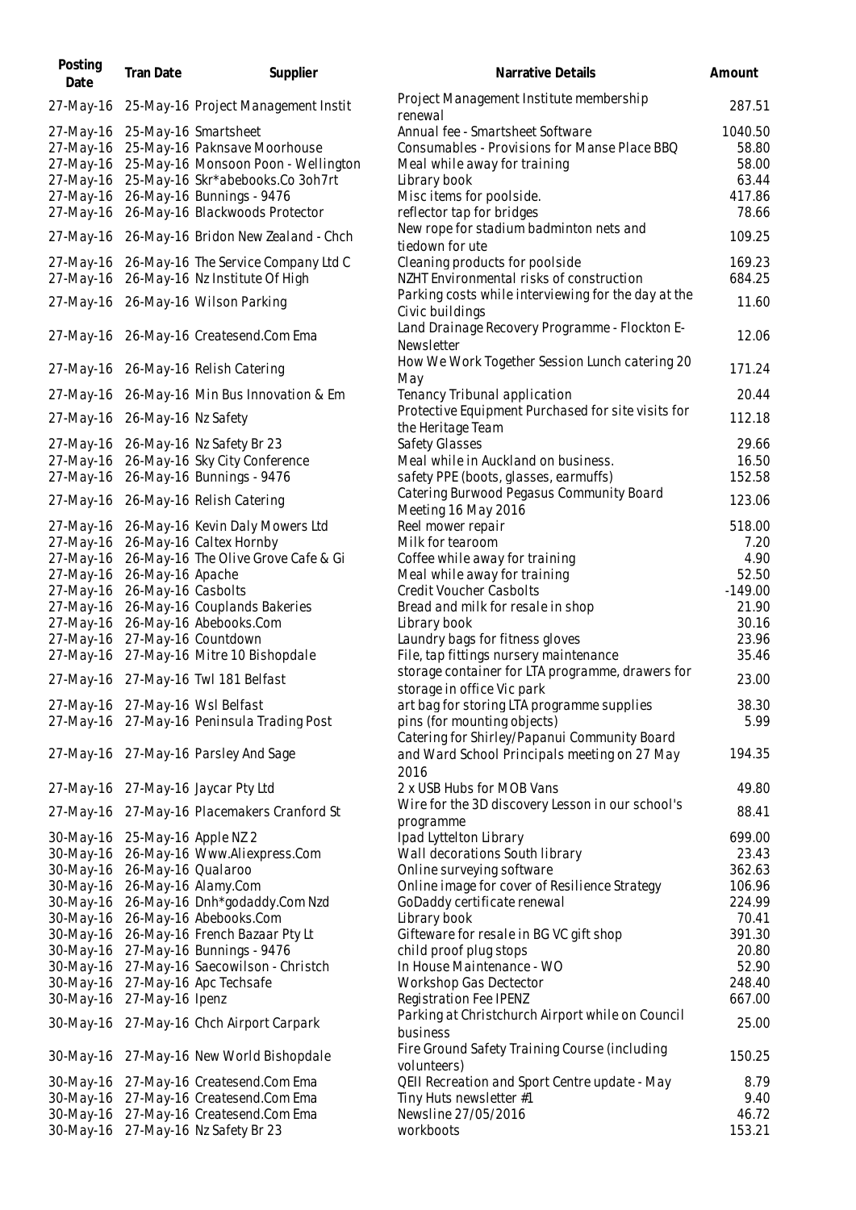| Posting Date | Tran Date | Supplier | Narrative Details | Amount |
|---|---|---|---|---|
| 27-May-16 | 25-May-16 | Project Management Instit | Project Management Institute membership renewal | 287.51 |
| 27-May-16 | 25-May-16 | Smartsheet | Annual fee - Smartsheet Software | 1040.50 |
| 27-May-16 | 25-May-16 | Paknsave Moorhouse | Consumables - Provisions for Manse Place BBQ | 58.80 |
| 27-May-16 | 25-May-16 | Monsoon Poon - Wellington | Meal while away for training | 58.00 |
| 27-May-16 | 25-May-16 | Skr*abebooks.Co 3oh7rt | Library book | 63.44 |
| 27-May-16 | 26-May-16 | Bunnings - 9476 | Misc items for poolside. | 417.86 |
| 27-May-16 | 26-May-16 | Blackwoods Protector | reflector tap for bridges | 78.66 |
| 27-May-16 | 26-May-16 | Bridon New Zealand - Chch | New rope for stadium badminton nets and tiedown for ute | 109.25 |
| 27-May-16 | 26-May-16 | The Service Company Ltd C | Cleaning products for poolside | 169.23 |
| 27-May-16 | 26-May-16 | Nz Institute Of High | NZHT Environmental risks of construction | 684.25 |
| 27-May-16 | 26-May-16 | Wilson Parking | Parking costs while interviewing for the day at the Civic buildings | 11.60 |
| 27-May-16 | 26-May-16 | Createsend.Com Ema | Land Drainage Recovery Programme - Flockton E-Newsletter | 12.06 |
| 27-May-16 | 26-May-16 | Relish Catering | How We Work Together Session Lunch catering 20 May | 171.24 |
| 27-May-16 | 26-May-16 | Min Bus Innovation & Em | Tenancy Tribunal application | 20.44 |
| 27-May-16 | 26-May-16 | Nz Safety | Protective Equipment Purchased for site visits for the Heritage Team | 112.18 |
| 27-May-16 | 26-May-16 | Nz Safety Br 23 | Safety Glasses | 29.66 |
| 27-May-16 | 26-May-16 | Sky City Conference | Meal while in Auckland on business. | 16.50 |
| 27-May-16 | 26-May-16 | Bunnings - 9476 | safety PPE (boots, glasses, earmuffs) | 152.58 |
| 27-May-16 | 26-May-16 | Relish Catering | Catering Burwood Pegasus Community Board Meeting 16 May 2016 | 123.06 |
| 27-May-16 | 26-May-16 | Kevin Daly Mowers Ltd | Reel mower repair | 518.00 |
| 27-May-16 | 26-May-16 | Caltex Hornby | Milk for tearoom | 7.20 |
| 27-May-16 | 26-May-16 | The Olive Grove Cafe & Gi | Coffee while away for training | 4.90 |
| 27-May-16 | 26-May-16 | Apache | Meal while away for training | 52.50 |
| 27-May-16 | 26-May-16 | Casbolts | Credit Voucher Casbolts | -149.00 |
| 27-May-16 | 26-May-16 | Couplands Bakeries | Bread and milk for resale in shop | 21.90 |
| 27-May-16 | 26-May-16 | Abebooks.Com | Library book | 30.16 |
| 27-May-16 | 27-May-16 | Countdown | Laundry bags for fitness gloves | 23.96 |
| 27-May-16 | 27-May-16 | Mitre 10 Bishopdale | File, tap fittings nursery maintenance | 35.46 |
| 27-May-16 | 27-May-16 | Twl 181 Belfast | storage container for LTA programme, drawers for storage in office Vic park | 23.00 |
| 27-May-16 | 27-May-16 | Wsl Belfast | art bag for storing LTA programme supplies | 38.30 |
| 27-May-16 | 27-May-16 | Peninsula Trading Post | pins (for mounting objects) | 5.99 |
| 27-May-16 | 27-May-16 | Parsley And Sage | Catering for Shirley/Papanui Community Board and Ward School Principals meeting on 27 May 2016 | 194.35 |
| 27-May-16 | 27-May-16 | Jaycar Pty Ltd | 2 x USB Hubs for MOB Vans | 49.80 |
| 27-May-16 | 27-May-16 | Placemakers Cranford St | Wire for the 3D discovery Lesson in our school's programme | 88.41 |
| 30-May-16 | 25-May-16 | Apple NZ 2 | Ipad Lyttelton Library | 699.00 |
| 30-May-16 | 26-May-16 | Www.Aliexpress.Com | Wall decorations South library | 23.43 |
| 30-May-16 | 26-May-16 | Qualaroo | Online surveying software | 362.63 |
| 30-May-16 | 26-May-16 | Alamy.Com | Online image for cover of Resilience Strategy | 106.96 |
| 30-May-16 | 26-May-16 | Dnh*godaddy.Com Nzd | GoDaddy certificate renewal | 224.99 |
| 30-May-16 | 26-May-16 | Abebooks.Com | Library book | 70.41 |
| 30-May-16 | 26-May-16 | French Bazaar Pty Lt | Giftware for resale in BG VC gift shop | 391.30 |
| 30-May-16 | 27-May-16 | Bunnings - 9476 | child proof plug stops | 20.80 |
| 30-May-16 | 27-May-16 | Saecowilson - Christch | In House Maintenance - WO | 52.90 |
| 30-May-16 | 27-May-16 | Apc Techsafe | Workshop Gas Dectector | 248.40 |
| 30-May-16 | 27-May-16 | Ipenz | Registration Fee IPENZ | 667.00 |
| 30-May-16 | 27-May-16 | Chch Airport Carpark | Parking at Christchurch Airport while on Council business | 25.00 |
| 30-May-16 | 27-May-16 | New World Bishopdale | Fire Ground Safety Training Course (including volunteers) | 150.25 |
| 30-May-16 | 27-May-16 | Createsend.Com Ema | QEII Recreation and Sport Centre update - May | 8.79 |
| 30-May-16 | 27-May-16 | Createsend.Com Ema | Tiny Huts newsletter #1 | 9.40 |
| 30-May-16 | 27-May-16 | Createsend.Com Ema | Newsline 27/05/2016 | 46.72 |
| 30-May-16 | 27-May-16 | Nz Safety Br 23 | workboots | 153.21 |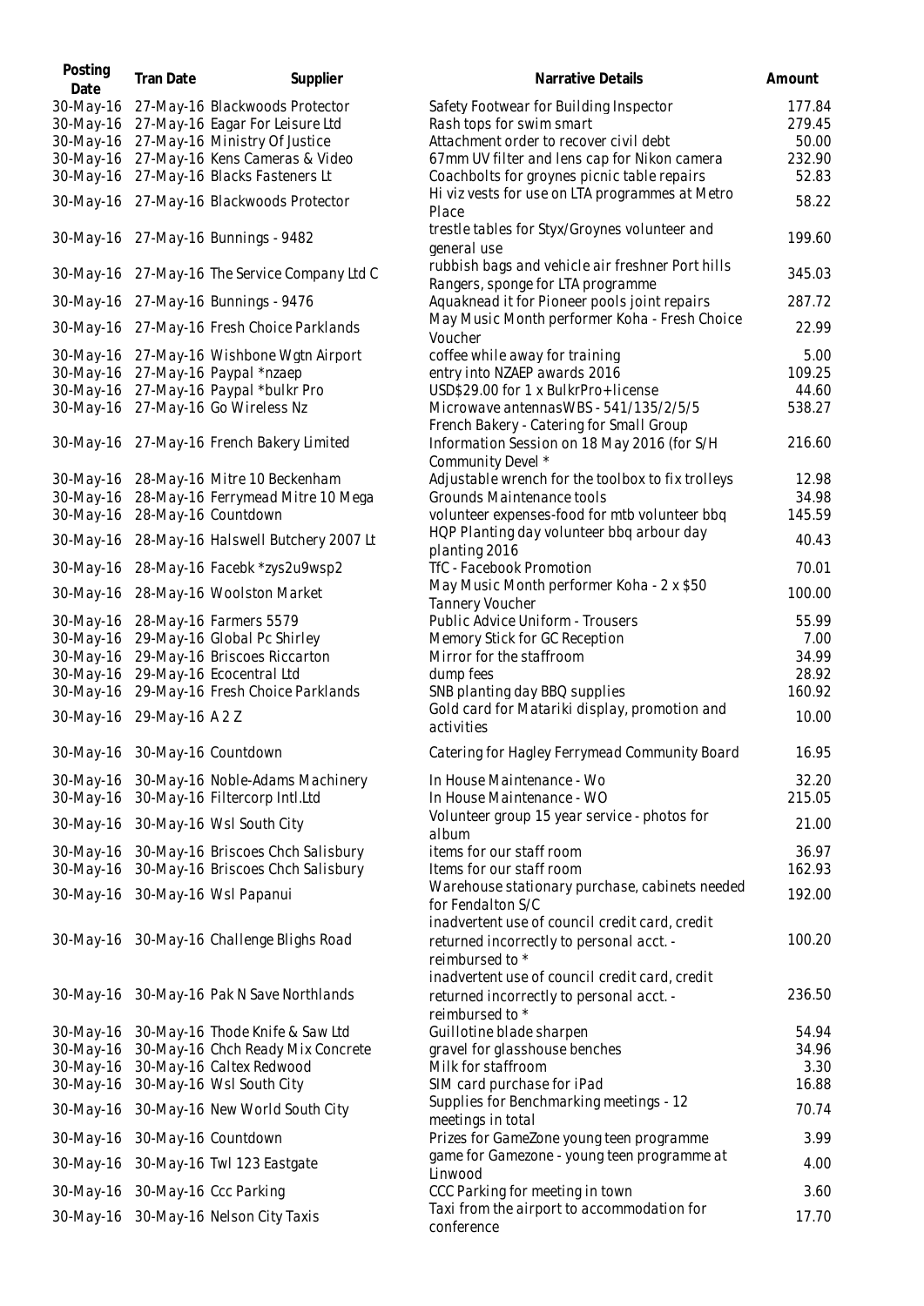| Posting Date | Tran Date | Supplier | Narrative Details | Amount |
|---|---|---|---|---|
| 30-May-16 | 27-May-16 | Blackwoods Protector | Safety Footwear for Building Inspector | 177.84 |
| 30-May-16 | 27-May-16 | Eagar For Leisure Ltd | Rash tops for swim smart | 279.45 |
| 30-May-16 | 27-May-16 | Ministry Of Justice | Attachment order to recover civil debt | 50.00 |
| 30-May-16 | 27-May-16 | Kens Cameras & Video | 67mm UV filter and lens cap for Nikon camera | 232.90 |
| 30-May-16 | 27-May-16 | Blacks Fasteners Lt | Coachbolts for groynes picnic table repairs | 52.83 |
| 30-May-16 | 27-May-16 | Blackwoods Protector | Hi viz vests for use on LTA programmes at Metro Place | 58.22 |
| 30-May-16 | 27-May-16 | Bunnings - 9482 | trestle tables for Styx/Groynes volunteer and general use | 199.60 |
| 30-May-16 | 27-May-16 | The Service Company Ltd C | rubbish bags and vehicle air freshner Port hills Rangers, sponge for LTA programme | 345.03 |
| 30-May-16 | 27-May-16 | Bunnings - 9476 | Aquaknead it for Pioneer pools joint repairs | 287.72 |
| 30-May-16 | 27-May-16 | Fresh Choice Parklands | May Music Month performer Koha - Fresh Choice Voucher | 22.99 |
| 30-May-16 | 27-May-16 | Wishbone Wgtn Airport | coffee while away for training | 5.00 |
| 30-May-16 | 27-May-16 | Paypal *nzaep | entry into NZAEP awards 2016 | 109.25 |
| 30-May-16 | 27-May-16 | Paypal *bulkr Pro | USD$29.00 for 1 x BulkrPro+license | 44.60 |
| 30-May-16 | 27-May-16 | Go Wireless Nz | Microwave antennasWBS - 541/135/2/5/5 | 538.27 |
| 30-May-16 | 27-May-16 | French Bakery Limited | French Bakery - Catering for Small Group Information Session on 18 May 2016 (for S/H Community Devel * | 216.60 |
| 30-May-16 | 28-May-16 | Mitre 10 Beckenham | Adjustable wrench for the toolbox to fix trolleys | 12.98 |
| 30-May-16 | 28-May-16 | Ferrymead Mitre 10 Mega | Grounds Maintenance tools | 34.98 |
| 30-May-16 | 28-May-16 | Countdown | volunteer expenses-food for mtb volunteer bbq | 145.59 |
| 30-May-16 | 28-May-16 | Halswell Butchery 2007 Lt | HQP Planting day volunteer bbq arbour day planting 2016 | 40.43 |
| 30-May-16 | 28-May-16 | Facebk *zys2u9wsp2 | TfC - Facebook Promotion | 70.01 |
| 30-May-16 | 28-May-16 | Woolston Market | May Music Month performer Koha - 2 x $50 Tannery Voucher | 100.00 |
| 30-May-16 | 28-May-16 | Farmers 5579 | Public Advice Uniform - Trousers | 55.99 |
| 30-May-16 | 29-May-16 | Global Pc Shirley | Memory Stick for GC Reception | 7.00 |
| 30-May-16 | 29-May-16 | Briscoes Riccarton | Mirror for the staffroom | 34.99 |
| 30-May-16 | 29-May-16 | Ecocentral Ltd | dump fees | 28.92 |
| 30-May-16 | 29-May-16 | Fresh Choice Parklands | SNB planting day BBQ supplies | 160.92 |
| 30-May-16 | 29-May-16 | A 2 Z | Gold card for Matariki display, promotion and activities | 10.00 |
| 30-May-16 | 30-May-16 | Countdown | Catering for Hagley Ferrymead Community Board | 16.95 |
| 30-May-16 | 30-May-16 | Noble-Adams Machinery | In House Maintenance - Wo | 32.20 |
| 30-May-16 | 30-May-16 | Filtercorp Intl.Ltd | In House Maintenance - WO | 215.05 |
| 30-May-16 | 30-May-16 | Wsl South City | Volunteer group 15 year service - photos for album | 21.00 |
| 30-May-16 | 30-May-16 | Briscoes Chch Salisbury | items for our staff room | 36.97 |
| 30-May-16 | 30-May-16 | Briscoes Chch Salisbury | Items for our staff room | 162.93 |
| 30-May-16 | 30-May-16 | Wsl Papanui | Warehouse stationary purchase, cabinets needed for Fendalton S/C | 192.00 |
| 30-May-16 | 30-May-16 | Challenge Blighs Road | inadvertent use of council credit card, credit returned incorrectly to personal acct. - reimbursed to * | 100.20 |
| 30-May-16 | 30-May-16 | Pak N Save Northlands | inadvertent use of council credit card, credit returned incorrectly to personal acct. - reimbursed to * | 236.50 |
| 30-May-16 | 30-May-16 | Thode Knife & Saw Ltd | Guillotine blade sharpen | 54.94 |
| 30-May-16 | 30-May-16 | Chch Ready Mix Concrete | gravel for glasshouse benches | 34.96 |
| 30-May-16 | 30-May-16 | Caltex Redwood | Milk for staffroom | 3.30 |
| 30-May-16 | 30-May-16 | Wsl South City | SIM card purchase for iPad | 16.88 |
| 30-May-16 | 30-May-16 | New World South City | Supplies for Benchmarking meetings - 12 meetings in total | 70.74 |
| 30-May-16 | 30-May-16 | Countdown | Prizes for GameZone young teen programme | 3.99 |
| 30-May-16 | 30-May-16 | Twl 123 Eastgate | game for Gamezone - young teen programme at Linwood | 4.00 |
| 30-May-16 | 30-May-16 | Ccc Parking | CCC Parking for meeting in town | 3.60 |
| 30-May-16 | 30-May-16 | Nelson City Taxis | Taxi from the airport to accommodation for conference | 17.70 |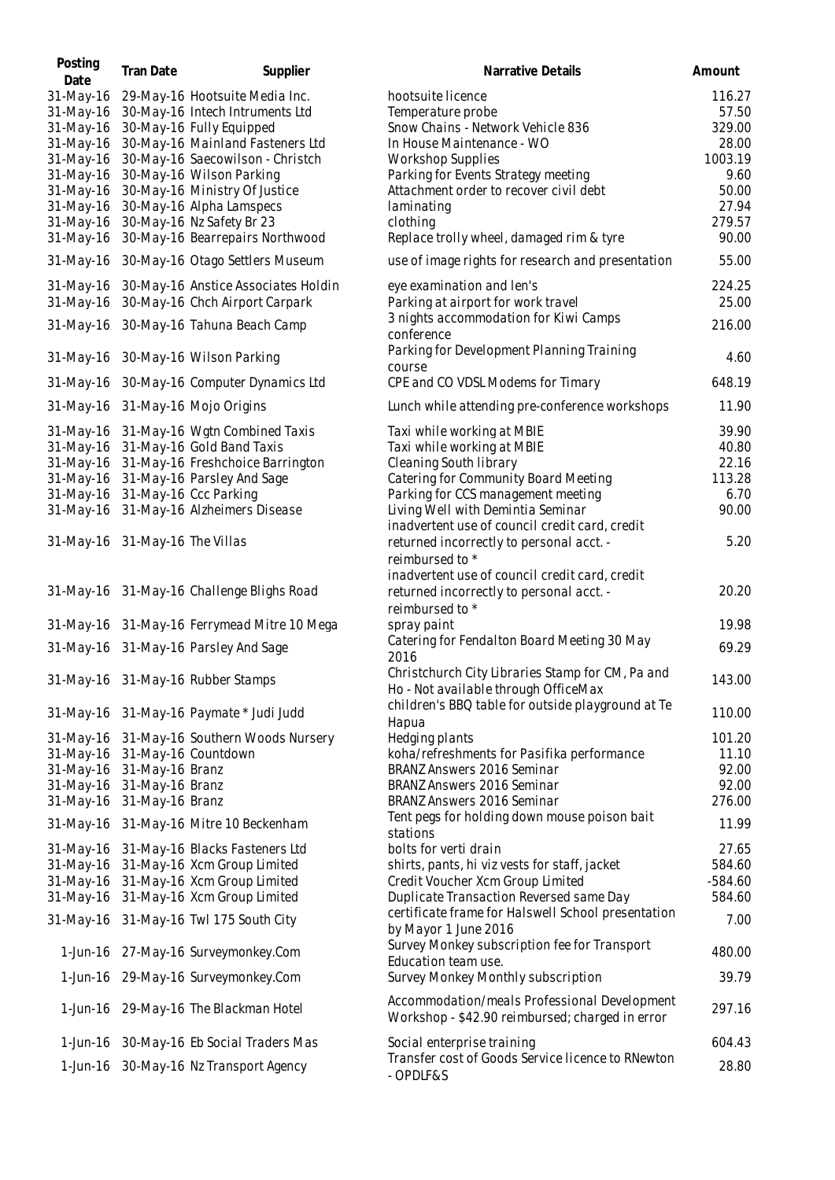| Posting Date | Tran Date | Supplier | Narrative Details | Amount |
|---|---|---|---|---|
| 31-May-16 | 29-May-16 | Hootsuite Media Inc. | hootsuite licence | 116.27 |
| 31-May-16 | 30-May-16 | Intech Intruments Ltd | Temperature probe | 57.50 |
| 31-May-16 | 30-May-16 | Fully Equipped | Snow Chains - Network Vehicle 836 | 329.00 |
| 31-May-16 | 30-May-16 | Mainland Fasteners Ltd | In House Maintenance - WO | 28.00 |
| 31-May-16 | 30-May-16 | Saecowilson - Christch | Workshop Supplies | 1003.19 |
| 31-May-16 | 30-May-16 | Wilson Parking | Parking for Events Strategy meeting | 9.60 |
| 31-May-16 | 30-May-16 | Ministry Of Justice | Attachment order to recover civil debt | 50.00 |
| 31-May-16 | 30-May-16 | Alpha Lamspecs | laminating | 27.94 |
| 31-May-16 | 30-May-16 | Nz Safety Br 23 | clothing | 279.57 |
| 31-May-16 | 30-May-16 | Bearrepairs Northwood | Replace trolly wheel, damaged rim & tyre | 90.00 |
| 31-May-16 | 30-May-16 | Otago Settlers Museum | use of image rights for research and presentation | 55.00 |
| 31-May-16 | 30-May-16 | Anstice Associates Holdin | eye examination and len's | 224.25 |
| 31-May-16 | 30-May-16 | Chch Airport Carpark | Parking at airport for work travel | 25.00 |
| 31-May-16 | 30-May-16 | Tahuna Beach Camp | 3 nights accommodation for Kiwi Camps conference | 216.00 |
| 31-May-16 | 30-May-16 | Wilson Parking | Parking for Development Planning Training course | 4.60 |
| 31-May-16 | 30-May-16 | Computer Dynamics Ltd | CPE and CO VDSL Modems for Timary | 648.19 |
| 31-May-16 | 31-May-16 | Mojo Origins | Lunch while attending pre-conference workshops | 11.90 |
| 31-May-16 | 31-May-16 | Wgtn Combined Taxis | Taxi while working at MBIE | 39.90 |
| 31-May-16 | 31-May-16 | Gold Band Taxis | Taxi while working at MBIE | 40.80 |
| 31-May-16 | 31-May-16 | Freshchoice Barrington | Cleaning South library | 22.16 |
| 31-May-16 | 31-May-16 | Parsley And Sage | Catering for Community Board Meeting | 113.28 |
| 31-May-16 | 31-May-16 | Ccc Parking | Parking for CCS management meeting | 6.70 |
| 31-May-16 | 31-May-16 | Alzheimers Disease | Living Well with Demintia Seminar | 90.00 |
| 31-May-16 | 31-May-16 | The Villas | inadvertent use of council credit card, credit returned incorrectly to personal acct. - reimbursed to * | 5.20 |
| 31-May-16 | 31-May-16 | Challenge Blighs Road | inadvertent use of council credit card, credit returned incorrectly to personal acct. - reimbursed to * | 20.20 |
| 31-May-16 | 31-May-16 | Ferrymead Mitre 10 Mega | spray paint | 19.98 |
| 31-May-16 | 31-May-16 | Parsley And Sage | Catering for Fendalton Board Meeting 30 May 2016 | 69.29 |
| 31-May-16 | 31-May-16 | Rubber Stamps | Christchurch City Libraries Stamp for CM, Pa and Ho - Not available through OfficeMax | 143.00 |
| 31-May-16 | 31-May-16 | Paymate * Judi Judd | children's BBQ table for outside playground at Te Hapua | 110.00 |
| 31-May-16 | 31-May-16 | Southern Woods Nursery | Hedging plants | 101.20 |
| 31-May-16 | 31-May-16 | Countdown | koha/refreshments for Pasifika performance | 11.10 |
| 31-May-16 | 31-May-16 | Branz | BRANZ Answers 2016 Seminar | 92.00 |
| 31-May-16 | 31-May-16 | Branz | BRANZ Answers 2016 Seminar | 92.00 |
| 31-May-16 | 31-May-16 | Branz | BRANZ Answers 2016 Seminar | 276.00 |
| 31-May-16 | 31-May-16 | Mitre 10 Beckenham | Tent pegs for holding down mouse poison bait stations | 11.99 |
| 31-May-16 | 31-May-16 | Blacks Fasteners Ltd | bolts for verti drain | 27.65 |
| 31-May-16 | 31-May-16 | Xcm Group Limited | shirts, pants, hi viz vests for staff, jacket | 584.60 |
| 31-May-16 | 31-May-16 | Xcm Group Limited | Credit Voucher Xcm Group Limited | -584.60 |
| 31-May-16 | 31-May-16 | Xcm Group Limited | Duplicate Transaction Reversed same Day | 584.60 |
| 31-May-16 | 31-May-16 | Twl 175 South City | certificate frame for Halswell School presentation by Mayor 1 June 2016 | 7.00 |
| 1-Jun-16 | 27-May-16 | Surveymonkey.Com | Survey Monkey subscription fee for Transport Education team use. | 480.00 |
| 1-Jun-16 | 29-May-16 | Surveymonkey.Com | Survey Monkey Monthly subscription | 39.79 |
| 1-Jun-16 | 29-May-16 | The Blackman Hotel | Accommodation/meals Professional Development Workshop - $42.90 reimbursed; charged in error | 297.16 |
| 1-Jun-16 | 30-May-16 | Eb Social Traders Mas | Social enterprise training | 604.43 |
| 1-Jun-16 | 30-May-16 | Nz Transport Agency | Transfer cost of Goods Service licence to RNewton - OPDLF&S | 28.80 |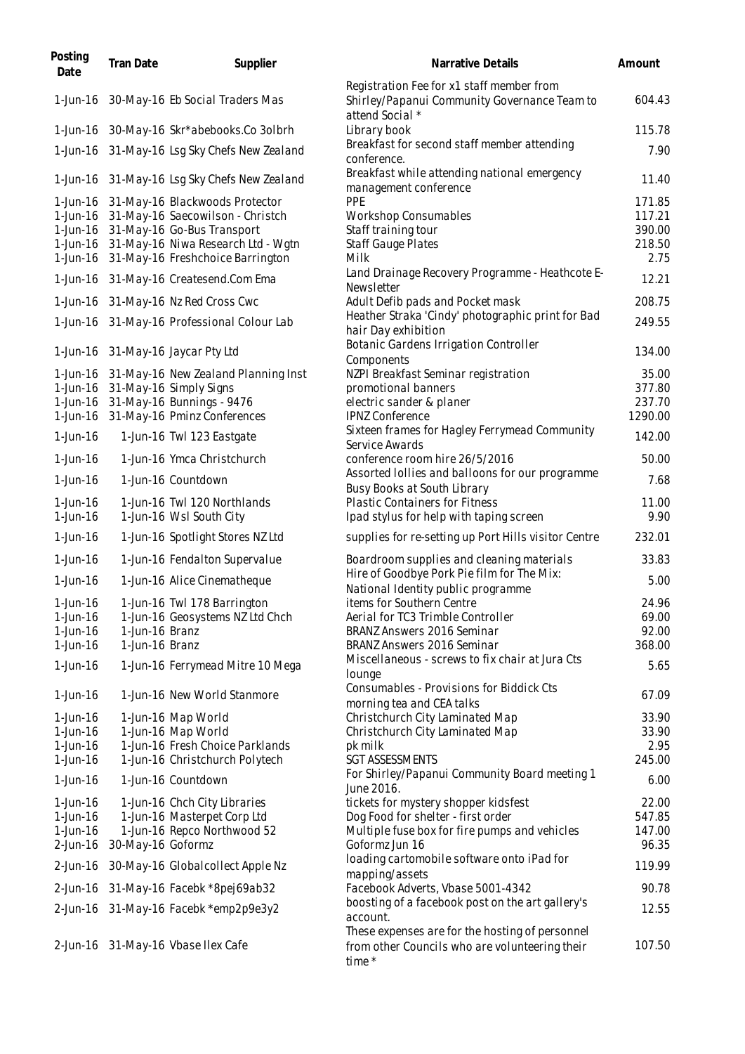| Posting Date | Tran Date | Supplier | Narrative Details | Amount |
|---|---|---|---|---|
| 1-Jun-16 | 30-May-16 | Eb Social Traders Mas | Registration Fee for x1 staff member from Shirley/Papanui Community Governance Team to attend Social * | 604.43 |
| 1-Jun-16 | 30-May-16 | Skr*abebooks.Co 3olbrh | Library book | 115.78 |
| 1-Jun-16 | 31-May-16 | Lsg Sky Chefs New Zealand | Breakfast for second staff member attending conference. | 7.90 |
| 1-Jun-16 | 31-May-16 | Lsg Sky Chefs New Zealand | Breakfast while attending national emergency management conference | 11.40 |
| 1-Jun-16 | 31-May-16 | Blackwoods Protector | PPE | 171.85 |
| 1-Jun-16 | 31-May-16 | Saecowilson - Christch | Workshop Consumables | 117.21 |
| 1-Jun-16 | 31-May-16 | Go-Bus Transport | Staff training tour | 390.00 |
| 1-Jun-16 | 31-May-16 | Niwa Research Ltd - Wgtn | Staff Gauge Plates | 218.50 |
| 1-Jun-16 | 31-May-16 | Freshchoice Barrington | Milk | 2.75 |
| 1-Jun-16 | 31-May-16 | Createsend.Com Ema | Land Drainage Recovery Programme - Heathcote E-Newsletter | 12.21 |
| 1-Jun-16 | 31-May-16 | Nz Red Cross Cwc | Adult Defib pads and Pocket mask | 208.75 |
| 1-Jun-16 | 31-May-16 | Professional Colour Lab | Heather Straka 'Cindy' photographic print for Bad hair Day exhibition | 249.55 |
| 1-Jun-16 | 31-May-16 | Jaycar Pty Ltd | Botanic Gardens Irrigation Controller Components | 134.00 |
| 1-Jun-16 | 31-May-16 | New Zealand Planning Inst | NZPI Breakfast Seminar registration | 35.00 |
| 1-Jun-16 | 31-May-16 | Simply Signs | promotional banners | 377.80 |
| 1-Jun-16 | 31-May-16 | Bunnings - 9476 | electric sander & planer | 237.70 |
| 1-Jun-16 | 31-May-16 | Pminz Conferences | IPNZ Conference | 1290.00 |
| 1-Jun-16 | 1-Jun-16 | Twl 123 Eastgate | Sixteen frames for Hagley Ferrymead Community Service Awards | 142.00 |
| 1-Jun-16 | 1-Jun-16 | Ymca Christchurch | conference room hire 26/5/2016 | 50.00 |
| 1-Jun-16 | 1-Jun-16 | Countdown | Assorted lollies and balloons for our programme Busy Books at South Library | 7.68 |
| 1-Jun-16 | 1-Jun-16 | Twl 120 Northlands | Plastic Containers for Fitness | 11.00 |
| 1-Jun-16 | 1-Jun-16 | Wsl South City | Ipad stylus for help with taping screen | 9.90 |
| 1-Jun-16 | 1-Jun-16 | Spotlight Stores NZ Ltd | supplies for re-setting up Port Hills visitor Centre | 232.01 |
| 1-Jun-16 | 1-Jun-16 | Fendalton Supervalue | Boardroom supplies and cleaning materials | 33.83 |
| 1-Jun-16 | 1-Jun-16 | Alice Cinematheque | Hire of Goodbye Pork Pie film for The Mix: National Identity public programme | 5.00 |
| 1-Jun-16 | 1-Jun-16 | Twl 178 Barrington | items for Southern Centre | 24.96 |
| 1-Jun-16 | 1-Jun-16 | Geosystems NZ Ltd Chch | Aerial for TC3 Trimble Controller | 69.00 |
| 1-Jun-16 | 1-Jun-16 | Branz | BRANZ Answers 2016 Seminar | 92.00 |
| 1-Jun-16 | 1-Jun-16 | Branz | BRANZ Answers 2016 Seminar | 368.00 |
| 1-Jun-16 | 1-Jun-16 | Ferrymead Mitre 10 Mega | Miscellaneous - screws to fix chair at Jura Cts lounge | 5.65 |
| 1-Jun-16 | 1-Jun-16 | New World Stanmore | Consumables - Provisions for Biddick Cts morning tea and CEA talks | 67.09 |
| 1-Jun-16 | 1-Jun-16 | Map World | Christchurch City Laminated Map | 33.90 |
| 1-Jun-16 | 1-Jun-16 | Map World | Christchurch City Laminated Map | 33.90 |
| 1-Jun-16 | 1-Jun-16 | Fresh Choice Parklands | pk milk | 2.95 |
| 1-Jun-16 | 1-Jun-16 | Christchurch Polytech | SGT ASSESSMENTS | 245.00 |
| 1-Jun-16 | 1-Jun-16 | Countdown | For Shirley/Papanui Community Board meeting 1 June 2016. | 6.00 |
| 1-Jun-16 | 1-Jun-16 | Chch City Libraries | tickets for mystery shopper kidsfest | 22.00 |
| 1-Jun-16 | 1-Jun-16 | Masterpet Corp Ltd | Dog Food for shelter - first order | 547.85 |
| 1-Jun-16 | 1-Jun-16 | Repco Northwood 52 | Multiple fuse box for fire pumps and vehicles | 147.00 |
| 2-Jun-16 | 30-May-16 | Goformz | Goformz Jun 16 | 96.35 |
| 2-Jun-16 | 30-May-16 | Globalcollect Apple Nz | loading cartomobile software onto iPad for mapping/assets | 119.99 |
| 2-Jun-16 | 31-May-16 | Facebk *8pej69ab32 | Facebook Adverts, Vbase 5001-4342 | 90.78 |
| 2-Jun-16 | 31-May-16 | Facebk *emp2p9e3y2 | boosting of a facebook post on the art gallery's account. | 12.55 |
| 2-Jun-16 | 31-May-16 | Vbase Ilex Cafe | These expenses are for the hosting of personnel from other Councils who are volunteering their time * | 107.50 |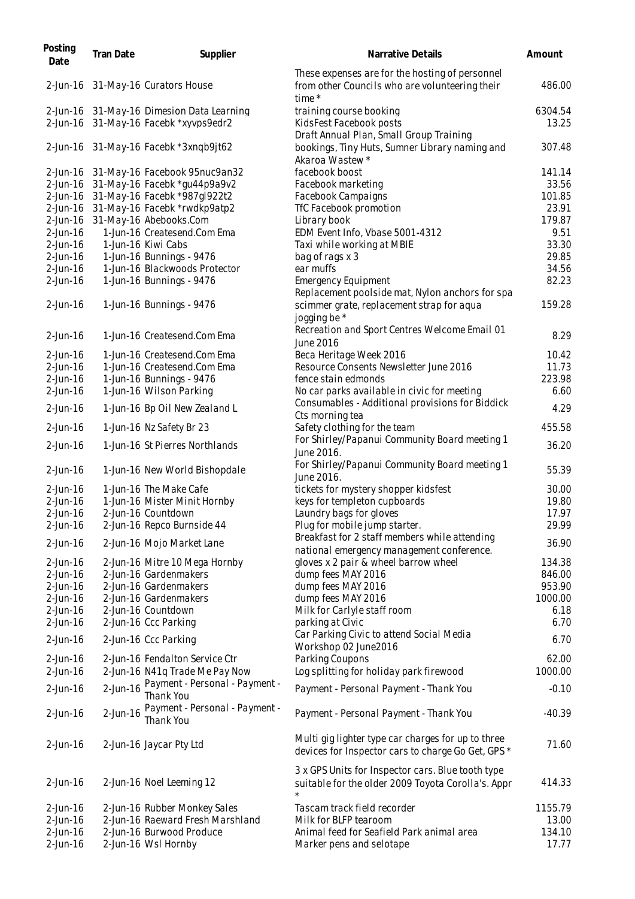| Posting Date | Tran Date | Supplier | Narrative Details | Amount |
|---|---|---|---|---|
| 2-Jun-16 | 31-May-16 | Curators House | These expenses are for the hosting of personnel from other Councils who are volunteering their time * | 486.00 |
| 2-Jun-16 | 31-May-16 | Dimesion Data Learning | training course booking | 6304.54 |
| 2-Jun-16 | 31-May-16 | Facebk *xyvps9edr2 | KidsFest Facebook posts | 13.25 |
| 2-Jun-16 | 31-May-16 | Facebk *3xnqb9jt62 | Draft Annual Plan, Small Group Training bookings, Tiny Huts, Sumner Library naming and Akaroa Wastew * | 307.48 |
| 2-Jun-16 | 31-May-16 | Facebook 95nuc9an32 | facebook boost | 141.14 |
| 2-Jun-16 | 31-May-16 | Facebk *gu44p9a9v2 | Facebook marketing | 33.56 |
| 2-Jun-16 | 31-May-16 | Facebk *987gl922t2 | Facebook Campaigns | 101.85 |
| 2-Jun-16 | 31-May-16 | Facebk *rwdkp9atp2 | TfC Facebook promotion | 23.91 |
| 2-Jun-16 | 31-May-16 | Abebooks.Com | Library book | 179.87 |
| 2-Jun-16 | 1-Jun-16 | Createsend.Com Ema | EDM Event Info, Vbase 5001-4312 | 9.51 |
| 2-Jun-16 | 1-Jun-16 | Kiwi Cabs | Taxi while working at MBIE | 33.30 |
| 2-Jun-16 | 1-Jun-16 | Bunnings - 9476 | bag of rags x 3 | 29.85 |
| 2-Jun-16 | 1-Jun-16 | Blackwoods Protector | ear muffs | 34.56 |
| 2-Jun-16 | 1-Jun-16 | Bunnings - 9476 | Emergency Equipment | 82.23 |
| 2-Jun-16 | 1-Jun-16 | Bunnings - 9476 | Replacement poolside mat, Nylon anchors for spa scimmer grate, replacement strap for aqua jogging be * | 159.28 |
| 2-Jun-16 | 1-Jun-16 | Createsend.Com Ema | Recreation and Sport Centres Welcome Email 01 June 2016 | 8.29 |
| 2-Jun-16 | 1-Jun-16 | Createsend.Com Ema | Beca Heritage Week 2016 | 10.42 |
| 2-Jun-16 | 1-Jun-16 | Createsend.Com Ema | Resource Consents Newsletter June 2016 | 11.73 |
| 2-Jun-16 | 1-Jun-16 | Bunnings - 9476 | fence stain edmonds | 223.98 |
| 2-Jun-16 | 1-Jun-16 | Wilson Parking | No car parks available in civic for meeting | 6.60 |
| 2-Jun-16 | 1-Jun-16 | Bp Oil New Zealand L | Consumables - Additional provisions for Biddick Cts morning tea | 4.29 |
| 2-Jun-16 | 1-Jun-16 | Nz Safety Br 23 | Safety clothing for the team | 455.58 |
| 2-Jun-16 | 1-Jun-16 | St Pierres Northlands | For Shirley/Papanui Community Board meeting 1 June 2016. | 36.20 |
| 2-Jun-16 | 1-Jun-16 | New World Bishopdale | For Shirley/Papanui Community Board meeting 1 June 2016. | 55.39 |
| 2-Jun-16 | 1-Jun-16 | The Make Cafe | tickets for mystery shopper kidsfest | 30.00 |
| 2-Jun-16 | 1-Jun-16 | Mister Minit Hornby | keys for templeton cupboards | 19.80 |
| 2-Jun-16 | 2-Jun-16 | Countdown | Laundry bags for gloves | 17.97 |
| 2-Jun-16 | 2-Jun-16 | Repco Burnside 44 | Plug for mobile jump starter. | 29.99 |
| 2-Jun-16 | 2-Jun-16 | Mojo Market Lane | Breakfast for 2 staff members while attending national emergency management conference. | 36.90 |
| 2-Jun-16 | 2-Jun-16 | Mitre 10 Mega Hornby | gloves x 2 pair & wheel barrow wheel | 134.38 |
| 2-Jun-16 | 2-Jun-16 | Gardenmakers | dump fees MAY 2016 | 846.00 |
| 2-Jun-16 | 2-Jun-16 | Gardenmakers | dump fees MAY 2016 | 953.90 |
| 2-Jun-16 | 2-Jun-16 | Gardenmakers | dump fees MAY 2016 | 1000.00 |
| 2-Jun-16 | 2-Jun-16 | Countdown | Milk for Carlyle staff room | 6.18 |
| 2-Jun-16 | 2-Jun-16 | Ccc Parking | parking at Civic | 6.70 |
| 2-Jun-16 | 2-Jun-16 | Ccc Parking | Car Parking Civic to attend Social Media Workshop 02 June2016 | 6.70 |
| 2-Jun-16 | 2-Jun-16 | Fendalton Service Ctr | Parking Coupons | 62.00 |
| 2-Jun-16 | 2-Jun-16 | N41q Trade Me Pay Now | Log splitting for holiday park firewood | 1000.00 |
| 2-Jun-16 | 2-Jun-16 | Payment - Personal - Payment - Thank You | Payment - Personal Payment - Thank You | -0.10 |
| 2-Jun-16 | 2-Jun-16 | Payment - Personal - Payment - Thank You | Payment - Personal Payment - Thank You | -40.39 |
| 2-Jun-16 | 2-Jun-16 | Jaycar Pty Ltd | Multi gig lighter type car charges for up to three devices for Inspector cars to charge Go Get, GPS * | 71.60 |
| 2-Jun-16 | 2-Jun-16 | Noel Leeming 12 | 3 x GPS Units for Inspector cars. Blue tooth type suitable for the older 2009 Toyota Corolla's. Appr * | 414.33 |
| 2-Jun-16 | 2-Jun-16 | Rubber Monkey Sales | Tascam track field recorder | 1155.79 |
| 2-Jun-16 | 2-Jun-16 | Raeward Fresh Marshland | Milk for BLFP tearoom | 13.00 |
| 2-Jun-16 | 2-Jun-16 | Burwood Produce | Animal feed for Seafield Park animal area | 134.10 |
| 2-Jun-16 | 2-Jun-16 | Wsl Hornby | Marker pens and selotape | 17.77 |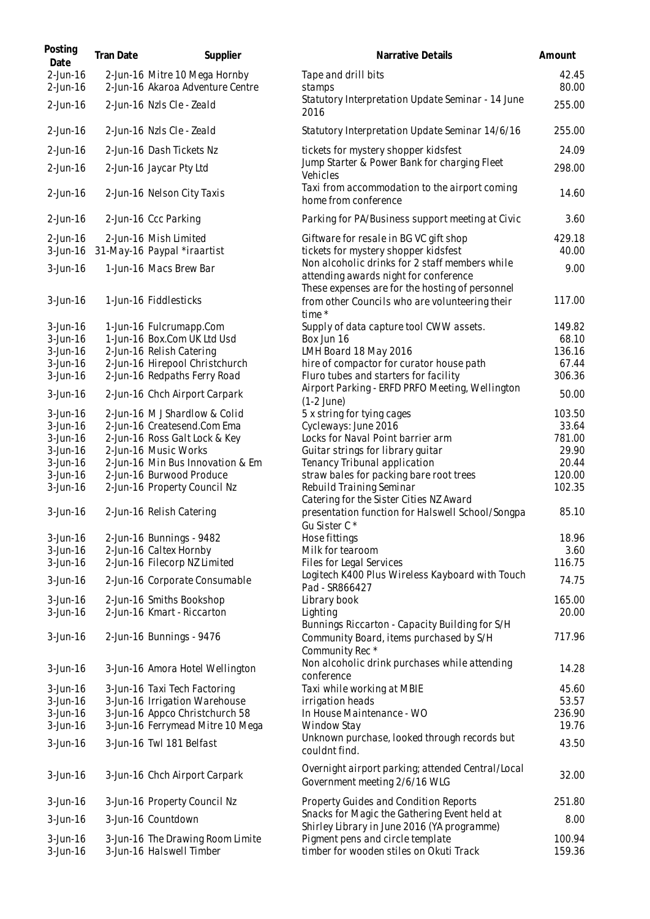| Posting Date | Tran Date | Supplier | Narrative Details | Amount |
|---|---|---|---|---|
| 2-Jun-16 | 2-Jun-16 | Mitre 10 Mega Hornby | Tape and drill bits | 42.45 |
| 2-Jun-16 | 2-Jun-16 | Akaroa Adventure Centre | stamps | 80.00 |
| 2-Jun-16 | 2-Jun-16 | Nzls Cle - Zeald | Statutory Interpretation Update Seminar - 14 June 2016 | 255.00 |
| 2-Jun-16 | 2-Jun-16 | Nzls Cle - Zeald | Statutory Interpretation Update Seminar 14/6/16 | 255.00 |
| 2-Jun-16 | 2-Jun-16 | Dash Tickets Nz | tickets for mystery shopper kidsfest | 24.09 |
| 2-Jun-16 | 2-Jun-16 | Jaycar Pty Ltd | Jump Starter & Power Bank for charging Fleet Vehicles | 298.00 |
| 2-Jun-16 | 2-Jun-16 | Nelson City Taxis | Taxi from accommodation to the airport coming home from conference | 14.60 |
| 2-Jun-16 | 2-Jun-16 | Ccc Parking | Parking for PA/Business support meeting at Civic | 3.60 |
| 2-Jun-16 | 2-Jun-16 | Mish Limited | Giftware for resale in BG VC gift shop | 429.18 |
| 3-Jun-16 | 31-May-16 | Paypal *iraartist | tickets for mystery shopper kidsfest | 40.00 |
| 3-Jun-16 | 1-Jun-16 | Macs Brew Bar | Non alcoholic drinks for 2 staff members while attending awards night for conference | 9.00 |
| 3-Jun-16 | 1-Jun-16 | Fiddlesticks | These expenses are for the hosting of personnel from other Councils who are volunteering their time * | 117.00 |
| 3-Jun-16 | 1-Jun-16 | Fulcrumapp.Com | Supply of data capture tool CWW assets. | 149.82 |
| 3-Jun-16 | 1-Jun-16 | Box.Com UK Ltd Usd | Box Jun 16 | 68.10 |
| 3-Jun-16 | 2-Jun-16 | Relish Catering | LMH Board 18 May 2016 | 136.16 |
| 3-Jun-16 | 2-Jun-16 | Hirepool Christchurch | hire of compactor for curator house path | 67.44 |
| 3-Jun-16 | 2-Jun-16 | Redpaths Ferry Road | Fluro tubes and starters for facility | 306.36 |
| 3-Jun-16 | 2-Jun-16 | Chch Airport Carpark | Airport Parking - ERFD PRFO Meeting, Wellington (1-2 June) | 50.00 |
| 3-Jun-16 | 2-Jun-16 | M J Shardlow & Colid | 5 x string for tying cages | 103.50 |
| 3-Jun-16 | 2-Jun-16 | Createsend.Com Ema | Cycleways: June 2016 | 33.64 |
| 3-Jun-16 | 2-Jun-16 | Ross Galt Lock & Key | Locks for Naval Point barrier arm | 781.00 |
| 3-Jun-16 | 2-Jun-16 | Music Works | Guitar strings for library guitar | 29.90 |
| 3-Jun-16 | 2-Jun-16 | Min Bus Innovation & Em | Tenancy Tribunal application | 20.44 |
| 3-Jun-16 | 2-Jun-16 | Burwood Produce | straw bales for packing bare root trees | 120.00 |
| 3-Jun-16 | 2-Jun-16 | Property Council Nz | Rebuild Training Seminar | 102.35 |
| 3-Jun-16 | 2-Jun-16 | Relish Catering | Catering for the Sister Cities NZ Award presentation function for Halswell School/Songpa Gu Sister C * | 85.10 |
| 3-Jun-16 | 2-Jun-16 | Bunnings - 9482 | Hose fittings | 18.96 |
| 3-Jun-16 | 2-Jun-16 | Caltex Hornby | Milk for tearoom | 3.60 |
| 3-Jun-16 | 2-Jun-16 | Filecorp NZ Limited | Files for Legal Services | 116.75 |
| 3-Jun-16 | 2-Jun-16 | Corporate Consumable | Logitech K400 Plus Wireless Kayboard with Touch Pad - SR866427 | 74.75 |
| 3-Jun-16 | 2-Jun-16 | Smiths Bookshop | Library book | 165.00 |
| 3-Jun-16 | 2-Jun-16 | Kmart - Riccarton | Lighting | 20.00 |
| 3-Jun-16 | 2-Jun-16 | Bunnings - 9476 | Bunnings Riccarton - Capacity Building for S/H Community Board, items purchased by S/H Community Rec * | 717.96 |
| 3-Jun-16 | 3-Jun-16 | Amora Hotel Wellington | Non alcoholic drink purchases while attending conference | 14.28 |
| 3-Jun-16 | 3-Jun-16 | Taxi Tech Factoring | Taxi while working at MBIE | 45.60 |
| 3-Jun-16 | 3-Jun-16 | Irrigation Warehouse | irrigation heads | 53.57 |
| 3-Jun-16 | 3-Jun-16 | Appco Christchurch 58 | In House Maintenance - WO | 236.90 |
| 3-Jun-16 | 3-Jun-16 | Ferrymead Mitre 10 Mega | Window Stay | 19.76 |
| 3-Jun-16 | 3-Jun-16 | Twl 181 Belfast | Unknown purchase, looked through records but couldnt find. | 43.50 |
| 3-Jun-16 | 3-Jun-16 | Chch Airport Carpark | Overnight airport parking; attended Central/Local Government meeting 2/6/16 WLG | 32.00 |
| 3-Jun-16 | 3-Jun-16 | Property Council Nz | Property Guides and Condition Reports | 251.80 |
| 3-Jun-16 | 3-Jun-16 | Countdown | Snacks for Magic the Gathering Event held at Shirley Library in June 2016 (YA programme) | 8.00 |
| 3-Jun-16 | 3-Jun-16 | The Drawing Room Limite | Pigment pens and circle template | 100.94 |
| 3-Jun-16 | 3-Jun-16 | Halswell Timber | timber for wooden stiles on Okuti Track | 159.36 |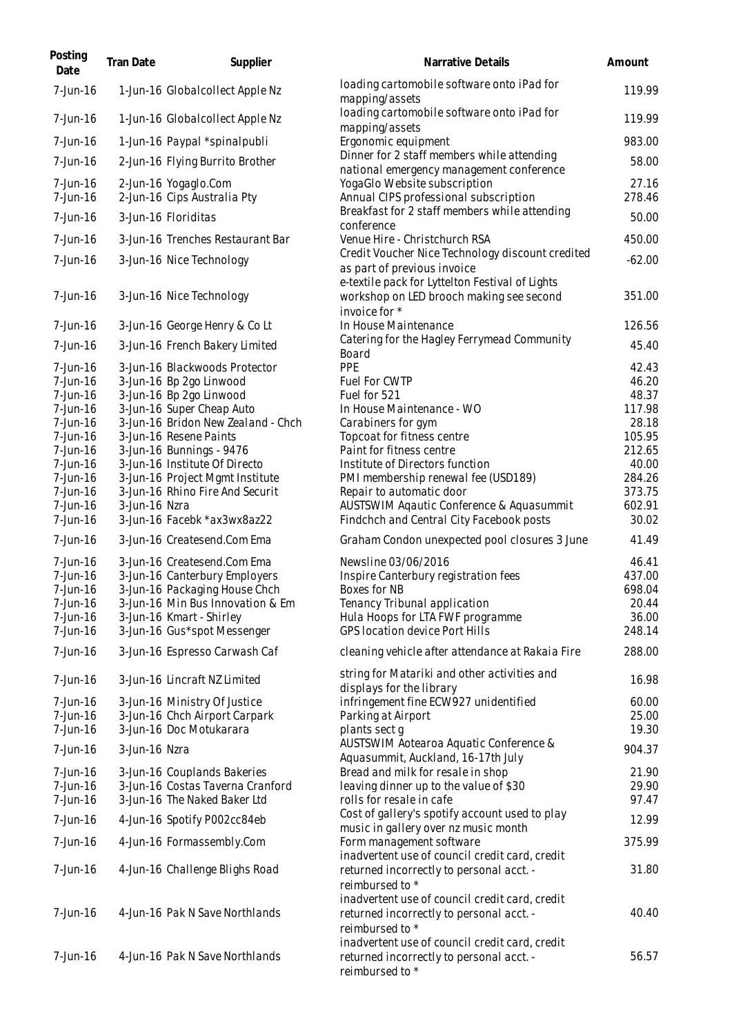| Posting Date | Tran Date | Supplier | Narrative Details | Amount |
|---|---|---|---|---|
| 7-Jun-16 | 1-Jun-16 | Globalcollect Apple Nz | loading cartomobile software onto iPad for mapping/assets | 119.99 |
| 7-Jun-16 | 1-Jun-16 | Globalcollect Apple Nz | loading cartomobile software onto iPad for mapping/assets | 119.99 |
| 7-Jun-16 | 1-Jun-16 | Paypal *spinalpubli | Ergonomic equipment | 983.00 |
| 7-Jun-16 | 2-Jun-16 | Flying Burrito Brother | Dinner for 2 staff members while attending national emergency management conference | 58.00 |
| 7-Jun-16 | 2-Jun-16 | Yogaglo.Com | YogaGlo Website subscription | 27.16 |
| 7-Jun-16 | 2-Jun-16 | Cips Australia Pty | Annual CIPS professional subscription | 278.46 |
| 7-Jun-16 | 3-Jun-16 | Floriditas | Breakfast for 2 staff members while attending conference | 50.00 |
| 7-Jun-16 | 3-Jun-16 | Trenches Restaurant Bar | Venue Hire - Christchurch RSA | 450.00 |
| 7-Jun-16 | 3-Jun-16 | Nice Technology | Credit Voucher Nice Technology discount credited as part of previous invoice | -62.00 |
| 7-Jun-16 | 3-Jun-16 | Nice Technology | e-textile pack for Lyttelton Festival of Lights workshop on LED brooch making see second invoice for * | 351.00 |
| 7-Jun-16 | 3-Jun-16 | George Henry & Co Lt | In House Maintenance | 126.56 |
| 7-Jun-16 | 3-Jun-16 | French Bakery Limited | Catering for the Hagley Ferrymead Community Board | 45.40 |
| 7-Jun-16 | 3-Jun-16 | Blackwoods Protector | PPE | 42.43 |
| 7-Jun-16 | 3-Jun-16 | Bp 2go Linwood | Fuel For CWTP | 46.20 |
| 7-Jun-16 | 3-Jun-16 | Bp 2go Linwood | Fuel for 521 | 48.37 |
| 7-Jun-16 | 3-Jun-16 | Super Cheap Auto | In House Maintenance - WO | 117.98 |
| 7-Jun-16 | 3-Jun-16 | Bridon New Zealand - Chch | Carabiners for gym | 28.18 |
| 7-Jun-16 | 3-Jun-16 | Resene Paints | Topcoat for fitness centre | 105.95 |
| 7-Jun-16 | 3-Jun-16 | Bunnings - 9476 | Paint for fitness centre | 212.65 |
| 7-Jun-16 | 3-Jun-16 | Institute Of Directo | Institute of Directors function | 40.00 |
| 7-Jun-16 | 3-Jun-16 | Project Mgmt Institute | PMI membership renewal fee (USD189) | 284.26 |
| 7-Jun-16 | 3-Jun-16 | Rhino Fire And Securit | Repair to automatic door | 373.75 |
| 7-Jun-16 | 3-Jun-16 | Nzra | AUSTSWIM Aqautic Conference & Aquasummit | 602.91 |
| 7-Jun-16 | 3-Jun-16 | Facebk *ax3wx8az22 | Findchch and Central City Facebook posts | 30.02 |
| 7-Jun-16 | 3-Jun-16 | Createsend.Com Ema | Graham Condon unexpected pool closures 3 June | 41.49 |
| 7-Jun-16 | 3-Jun-16 | Createsend.Com Ema | Newsline 03/06/2016 | 46.41 |
| 7-Jun-16 | 3-Jun-16 | Canterbury Employers | Inspire Canterbury registration fees | 437.00 |
| 7-Jun-16 | 3-Jun-16 | Packaging House Chch | Boxes for NB | 698.04 |
| 7-Jun-16 | 3-Jun-16 | Min Bus Innovation & Em | Tenancy Tribunal application | 20.44 |
| 7-Jun-16 | 3-Jun-16 | Kmart - Shirley | Hula Hoops for LTA FWF programme | 36.00 |
| 7-Jun-16 | 3-Jun-16 | Gus*spot Messenger | GPS location device Port Hills | 248.14 |
| 7-Jun-16 | 3-Jun-16 | Espresso Carwash Caf | cleaning vehicle after attendance at Rakaia Fire | 288.00 |
| 7-Jun-16 | 3-Jun-16 | Lincraft NZ Limited | string for Matariki and other activities and displays for the library | 16.98 |
| 7-Jun-16 | 3-Jun-16 | Ministry Of Justice | infringement fine ECW927 unidentified | 60.00 |
| 7-Jun-16 | 3-Jun-16 | Chch Airport Carpark | Parking at Airport | 25.00 |
| 7-Jun-16 | 3-Jun-16 | Doc Motukarara | plants sect g | 19.30 |
| 7-Jun-16 | 3-Jun-16 | Nzra | AUSTSWIM Aotearoa Aquatic Conference & Aquasummit, Auckland, 16-17th July | 904.37 |
| 7-Jun-16 | 3-Jun-16 | Couplands Bakeries | Bread and milk for resale in shop | 21.90 |
| 7-Jun-16 | 3-Jun-16 | Costas Taverna Cranford | leaving dinner up to the value of $30 | 29.90 |
| 7-Jun-16 | 3-Jun-16 | The Naked Baker Ltd | rolls for resale in cafe | 97.47 |
| 7-Jun-16 | 4-Jun-16 | Spotify P002cc84eb | Cost of gallery's spotify account used to play music in gallery over nz music month | 12.99 |
| 7-Jun-16 | 4-Jun-16 | Formassembly.Com | Form management software | 375.99 |
| 7-Jun-16 | 4-Jun-16 | Challenge Blighs Road | inadvertent use of council credit card, credit returned incorrectly to personal acct. - reimbursed to * | 31.80 |
| 7-Jun-16 | 4-Jun-16 | Pak N Save Northlands | inadvertent use of council credit card, credit returned incorrectly to personal acct. - reimbursed to * | 40.40 |
| 7-Jun-16 | 4-Jun-16 | Pak N Save Northlands | inadvertent use of council credit card, credit returned incorrectly to personal acct. - reimbursed to * | 56.57 |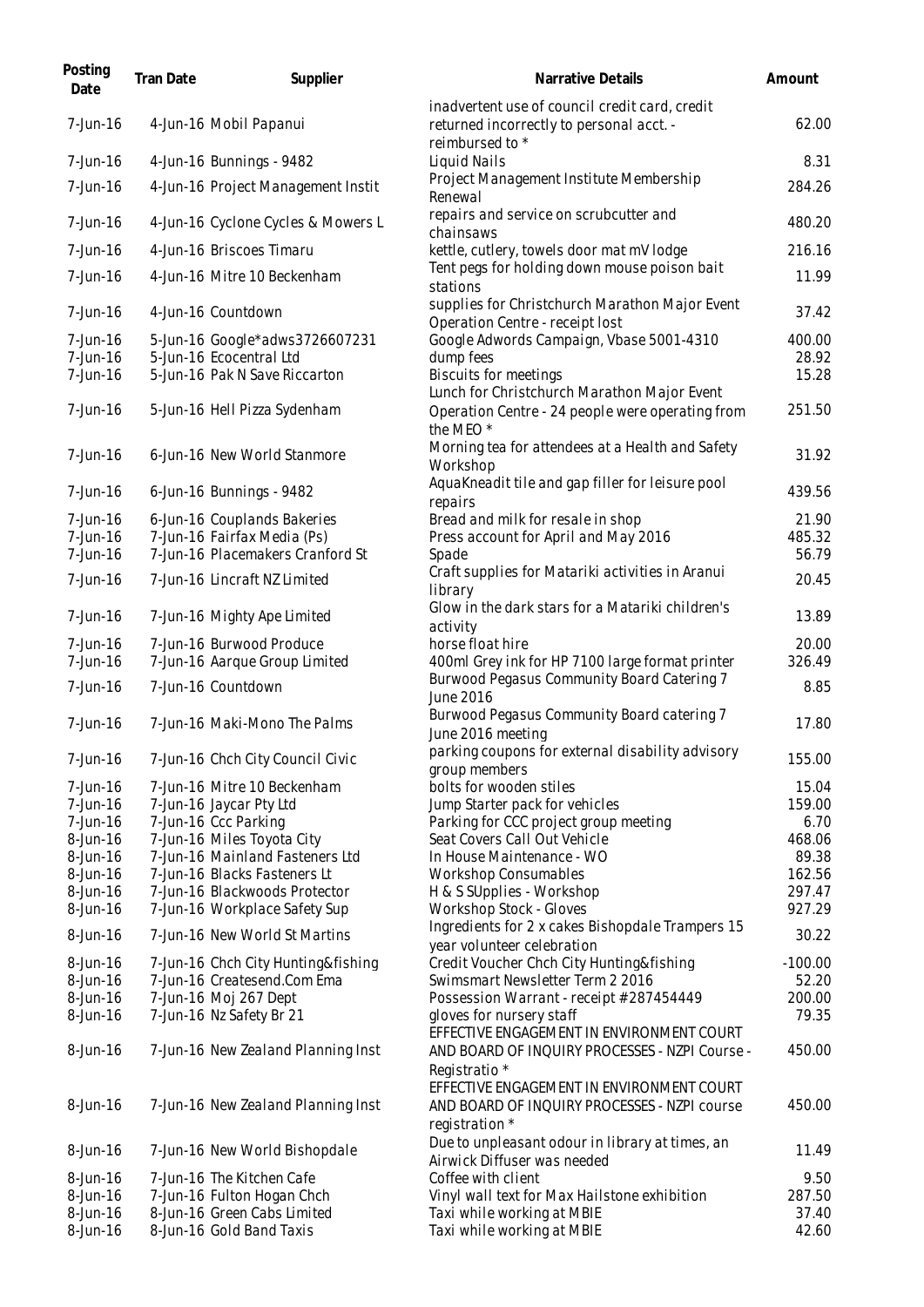| Posting Date | Tran Date | Supplier | Narrative Details | Amount |
|---|---|---|---|---|
| 7-Jun-16 | 4-Jun-16 | Mobil Papanui | inadvertent use of council credit card, credit returned incorrectly to personal acct. - reimbursed to * | 62.00 |
| 7-Jun-16 | 4-Jun-16 | Bunnings - 9482 | Liquid Nails | 8.31 |
| 7-Jun-16 | 4-Jun-16 | Project Management Instit | Project Management Institute Membership Renewal | 284.26 |
| 7-Jun-16 | 4-Jun-16 | Cyclone Cycles & Mowers L | repairs and service on scrubcutter and chainsaws | 480.20 |
| 7-Jun-16 | 4-Jun-16 | Briscoes Timaru | kettle, cutlery, towels door mat mV lodge | 216.16 |
| 7-Jun-16 | 4-Jun-16 | Mitre 10 Beckenham | Tent pegs for holding down mouse poison bait stations | 11.99 |
| 7-Jun-16 | 4-Jun-16 | Countdown | supplies for Christchurch Marathon Major Event Operation Centre - receipt lost | 37.42 |
| 7-Jun-16 | 5-Jun-16 | Google*adws3726607231 | Google Adwords Campaign, Vbase 5001-4310 | 400.00 |
| 7-Jun-16 | 5-Jun-16 | Ecocentral Ltd | dump fees | 28.92 |
| 7-Jun-16 | 5-Jun-16 | Pak N Save Riccarton | Biscuits for meetings | 15.28 |
| 7-Jun-16 | 5-Jun-16 | Hell Pizza Sydenham | Lunch for Christchurch Marathon Major Event Operation Centre - 24 people were operating from the MEO * | 251.50 |
| 7-Jun-16 | 6-Jun-16 | New World Stanmore | Morning tea for attendees at a Health and Safety Workshop | 31.92 |
| 7-Jun-16 | 6-Jun-16 | Bunnings - 9482 | AquaKneadit tile and gap filler for leisure pool repairs | 439.56 |
| 7-Jun-16 | 6-Jun-16 | Couplands Bakeries | Bread and milk for resale in shop | 21.90 |
| 7-Jun-16 | 7-Jun-16 | Fairfax Media (Ps) | Press account for April and May 2016 | 485.32 |
| 7-Jun-16 | 7-Jun-16 | Placemakers Cranford St | Spade | 56.79 |
| 7-Jun-16 | 7-Jun-16 | Lincraft NZ Limited | Craft supplies for Matariki activities in Aranui library | 20.45 |
| 7-Jun-16 | 7-Jun-16 | Mighty Ape Limited | Glow in the dark stars for a Matariki children's activity | 13.89 |
| 7-Jun-16 | 7-Jun-16 | Burwood Produce | horse float hire | 20.00 |
| 7-Jun-16 | 7-Jun-16 | Aarque Group Limited | 400ml Grey ink for HP 7100 large format printer | 326.49 |
| 7-Jun-16 | 7-Jun-16 | Countdown | Burwood Pegasus Community Board Catering 7 June 2016 | 8.85 |
| 7-Jun-16 | 7-Jun-16 | Maki-Mono The Palms | Burwood Pegasus Community Board catering 7 June 2016 meeting | 17.80 |
| 7-Jun-16 | 7-Jun-16 | Chch City Council Civic | parking coupons for external disability advisory group members | 155.00 |
| 7-Jun-16 | 7-Jun-16 | Mitre 10 Beckenham | bolts for wooden stiles | 15.04 |
| 7-Jun-16 | 7-Jun-16 | Jaycar Pty Ltd | Jump Starter pack for vehicles | 159.00 |
| 7-Jun-16 | 7-Jun-16 | Ccc Parking | Parking for CCC project group meeting | 6.70 |
| 8-Jun-16 | 7-Jun-16 | Miles Toyota City | Seat Covers Call Out Vehicle | 468.06 |
| 8-Jun-16 | 7-Jun-16 | Mainland Fasteners Ltd | In House Maintenance - WO | 89.38 |
| 8-Jun-16 | 7-Jun-16 | Blacks Fasteners Lt | Workshop Consumables | 162.56 |
| 8-Jun-16 | 7-Jun-16 | Blackwoods Protector | H & S SUpplies - Workshop | 297.47 |
| 8-Jun-16 | 7-Jun-16 | Workplace Safety Sup | Workshop Stock - Gloves | 927.29 |
| 8-Jun-16 | 7-Jun-16 | New World St Martins | Ingredients for 2 x cakes Bishopdale Trampers 15 year volunteer celebration | 30.22 |
| 8-Jun-16 | 7-Jun-16 | Chch City Hunting&fishing | Credit Voucher Chch City Hunting&fishing | -100.00 |
| 8-Jun-16 | 7-Jun-16 | Createsend.Com Ema | Swimsmart Newsletter Term 2 2016 | 52.20 |
| 8-Jun-16 | 7-Jun-16 | Moj 267 Dept | Possession Warrant - receipt #287454449 | 200.00 |
| 8-Jun-16 | 7-Jun-16 | Nz Safety Br 21 | gloves for nursery staff | 79.35 |
| 8-Jun-16 | 7-Jun-16 | New Zealand Planning Inst | EFFECTIVE ENGAGEMENT IN ENVIRONMENT COURT AND BOARD OF INQUIRY PROCESSES - NZPI Course - Registratio * | 450.00 |
| 8-Jun-16 | 7-Jun-16 | New Zealand Planning Inst | EFFECTIVE ENGAGEMENT IN ENVIRONMENT COURT AND BOARD OF INQUIRY PROCESSES - NZPI course registration * | 450.00 |
| 8-Jun-16 | 7-Jun-16 | New World Bishopdale | Due to unpleasant odour in library at times, an Airwick Diffuser was needed | 11.49 |
| 8-Jun-16 | 7-Jun-16 | The Kitchen Cafe | Coffee with client | 9.50 |
| 8-Jun-16 | 7-Jun-16 | Fulton Hogan Chch | Vinyl wall text for Max Hailstone exhibition | 287.50 |
| 8-Jun-16 | 8-Jun-16 | Green Cabs Limited | Taxi while working at MBIE | 37.40 |
| 8-Jun-16 | 8-Jun-16 | Gold Band Taxis | Taxi while working at MBIE | 42.60 |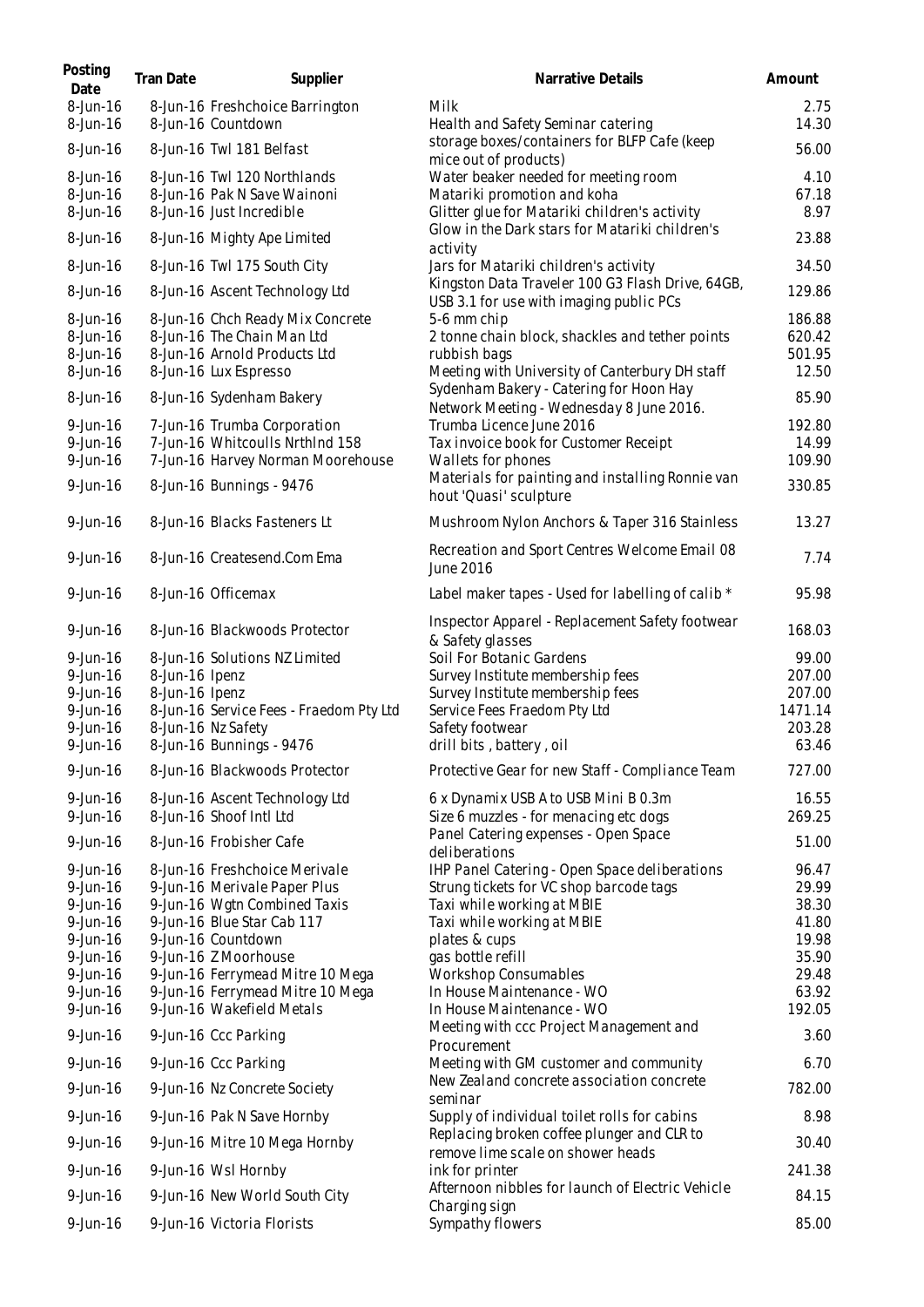| Posting Date | Tran Date | Supplier | Narrative Details | Amount |
|---|---|---|---|---|
| 8-Jun-16 | 8-Jun-16 | Freshchoice Barrington | Milk | 2.75 |
| 8-Jun-16 | 8-Jun-16 | Countdown | Health and Safety Seminar catering | 14.30 |
| 8-Jun-16 | 8-Jun-16 | Twl 181 Belfast | storage boxes/containers for BLFP Cafe (keep mice out of products) | 56.00 |
| 8-Jun-16 | 8-Jun-16 | Twl 120 Northlands | Water beaker needed for meeting room | 4.10 |
| 8-Jun-16 | 8-Jun-16 | Pak N Save Wainoni | Matariki promotion and koha | 67.18 |
| 8-Jun-16 | 8-Jun-16 | Just Incredible | Glitter glue for Matariki children's activity | 8.97 |
| 8-Jun-16 | 8-Jun-16 | Mighty Ape Limited | Glow in the Dark stars for Matariki children's activity | 23.88 |
| 8-Jun-16 | 8-Jun-16 | Twl 175 South City | Jars for Matariki children's activity | 34.50 |
| 8-Jun-16 | 8-Jun-16 | Ascent Technology Ltd | Kingston Data Traveler 100 G3 Flash Drive, 64GB, USB 3.1 for use with imaging public PCs | 129.86 |
| 8-Jun-16 | 8-Jun-16 | Chch Ready Mix Concrete | 5-6 mm chip | 186.88 |
| 8-Jun-16 | 8-Jun-16 | The Chain Man Ltd | 2 tonne chain block, shackles and tether points | 620.42 |
| 8-Jun-16 | 8-Jun-16 | Arnold Products Ltd | rubbish bags | 501.95 |
| 8-Jun-16 | 8-Jun-16 | Lux Espresso | Meeting with University of Canterbury DH staff | 12.50 |
| 8-Jun-16 | 8-Jun-16 | Sydenham Bakery | Sydenham Bakery - Catering for Hoon Hay Network Meeting - Wednesday 8 June 2016. | 85.90 |
| 9-Jun-16 | 7-Jun-16 | Trumba Corporation | Trumba Licence June 2016 | 192.80 |
| 9-Jun-16 | 7-Jun-16 | Whitcoulls Nrthlnd 158 | Tax invoice book for Customer Receipt | 14.99 |
| 9-Jun-16 | 7-Jun-16 | Harvey Norman Moorehouse | Wallets for phones | 109.90 |
| 9-Jun-16 | 8-Jun-16 | Bunnings - 9476 | Materials for painting and installing Ronnie van hout 'Quasi' sculpture | 330.85 |
| 9-Jun-16 | 8-Jun-16 | Blacks Fasteners Lt | Mushroom Nylon Anchors & Taper 316 Stainless | 13.27 |
| 9-Jun-16 | 8-Jun-16 | Createsend.Com Ema | Recreation and Sport Centres Welcome Email 08 June 2016 | 7.74 |
| 9-Jun-16 | 8-Jun-16 | Officemax | Label maker tapes - Used for labelling of calib * | 95.98 |
| 9-Jun-16 | 8-Jun-16 | Blackwoods Protector | Inspector Apparel - Replacement Safety footwear & Safety glasses | 168.03 |
| 9-Jun-16 | 8-Jun-16 | Solutions NZ Limited | Soil For Botanic Gardens | 99.00 |
| 9-Jun-16 | 8-Jun-16 | Ipenz | Survey Institute membership fees | 207.00 |
| 9-Jun-16 | 8-Jun-16 | Ipenz | Survey Institute membership fees | 207.00 |
| 9-Jun-16 | 8-Jun-16 | Service Fees - Fraedom Pty Ltd | Service Fees Fraedom Pty Ltd | 1471.14 |
| 9-Jun-16 | 8-Jun-16 | Nz Safety | Safety footwear | 203.28 |
| 9-Jun-16 | 8-Jun-16 | Bunnings - 9476 | drill bits , battery , oil | 63.46 |
| 9-Jun-16 | 8-Jun-16 | Blackwoods Protector | Protective Gear for new Staff - Compliance Team | 727.00 |
| 9-Jun-16 | 8-Jun-16 | Ascent Technology Ltd | 6 x Dynamix USB A to USB Mini B 0.3m | 16.55 |
| 9-Jun-16 | 8-Jun-16 | Shoof Intl Ltd | Size 6 muzzles - for menacing etc dogs | 269.25 |
| 9-Jun-16 | 8-Jun-16 | Frobisher Cafe | Panel Catering expenses - Open Space deliberations | 51.00 |
| 9-Jun-16 | 8-Jun-16 | Freshchoice Merivale | IHP Panel Catering - Open Space deliberations | 96.47 |
| 9-Jun-16 | 9-Jun-16 | Merivale Paper Plus | Strung tickets for VC shop barcode tags | 29.99 |
| 9-Jun-16 | 9-Jun-16 | Wgtn Combined Taxis | Taxi while working at MBIE | 38.30 |
| 9-Jun-16 | 9-Jun-16 | Blue Star Cab 117 | Taxi while working at MBIE | 41.80 |
| 9-Jun-16 | 9-Jun-16 | Countdown | plates & cups | 19.98 |
| 9-Jun-16 | 9-Jun-16 | Z Moorhouse | gas bottle refill | 35.90 |
| 9-Jun-16 | 9-Jun-16 | Ferrymead Mitre 10 Mega | Workshop Consumables | 29.48 |
| 9-Jun-16 | 9-Jun-16 | Ferrymead Mitre 10 Mega | In House Maintenance - WO | 63.92 |
| 9-Jun-16 | 9-Jun-16 | Wakefield Metals | In House Maintenance - WO | 192.05 |
| 9-Jun-16 | 9-Jun-16 | Ccc Parking | Meeting with ccc Project Management and Procurement | 3.60 |
| 9-Jun-16 | 9-Jun-16 | Ccc Parking | Meeting with GM customer and community | 6.70 |
| 9-Jun-16 | 9-Jun-16 | Nz Concrete Society | New Zealand concrete association concrete seminar | 782.00 |
| 9-Jun-16 | 9-Jun-16 | Pak N Save Hornby | Supply of individual toilet rolls for cabins | 8.98 |
| 9-Jun-16 | 9-Jun-16 | Mitre 10 Mega Hornby | Replacing broken coffee plunger and CLR to remove lime scale on shower heads | 30.40 |
| 9-Jun-16 | 9-Jun-16 | Wsl Hornby | ink for printer | 241.38 |
| 9-Jun-16 | 9-Jun-16 | New World South City | Afternoon nibbles for launch of Electric Vehicle Charging sign | 84.15 |
| 9-Jun-16 | 9-Jun-16 | Victoria Florists | Sympathy flowers | 85.00 |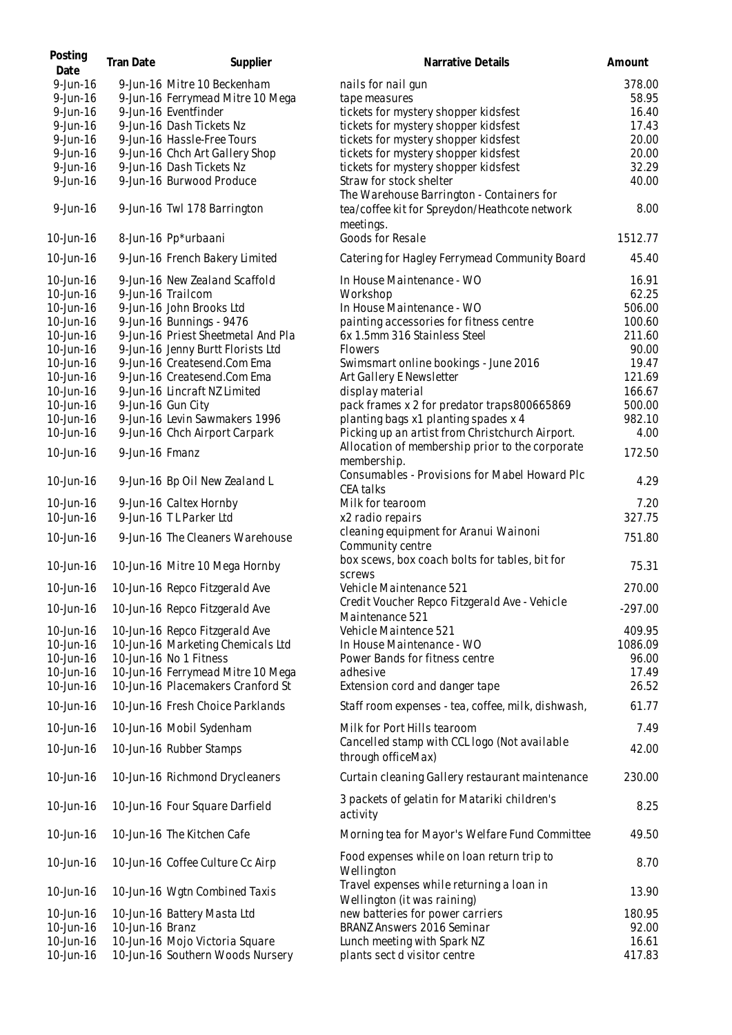| Posting Date | Tran Date | Supplier | Narrative Details | Amount |
|---|---|---|---|---|
| 9-Jun-16 | 9-Jun-16 | Mitre 10 Beckenham | nails for nail gun | 378.00 |
| 9-Jun-16 | 9-Jun-16 | Ferrymead Mitre 10 Mega | tape measures | 58.95 |
| 9-Jun-16 | 9-Jun-16 | Eventfinder | tickets for mystery shopper kidsfest | 16.40 |
| 9-Jun-16 | 9-Jun-16 | Dash Tickets Nz | tickets for mystery shopper kidsfest | 17.43 |
| 9-Jun-16 | 9-Jun-16 | Hassle-Free Tours | tickets for mystery shopper kidsfest | 20.00 |
| 9-Jun-16 | 9-Jun-16 | Chch Art Gallery Shop | tickets for mystery shopper kidsfest | 20.00 |
| 9-Jun-16 | 9-Jun-16 | Dash Tickets Nz | tickets for mystery shopper kidsfest | 32.29 |
| 9-Jun-16 | 9-Jun-16 | Burwood Produce | Straw for stock shelter | 40.00 |
| 9-Jun-16 | 9-Jun-16 | Twl 178 Barrington | The Warehouse Barrington - Containers for tea/coffee kit for Spreydon/Heathcote network meetings. | 8.00 |
| 10-Jun-16 | 8-Jun-16 | Pp*urbaani | Goods for Resale | 1512.77 |
| 10-Jun-16 | 9-Jun-16 | French Bakery Limited | Catering for Hagley Ferrymead Community Board | 45.40 |
| 10-Jun-16 | 9-Jun-16 | New Zealand Scaffold | In House Maintenance - WO | 16.91 |
| 10-Jun-16 | 9-Jun-16 | Trailcom | Workshop | 62.25 |
| 10-Jun-16 | 9-Jun-16 | John Brooks Ltd | In House Maintenance - WO | 506.00 |
| 10-Jun-16 | 9-Jun-16 | Bunnings - 9476 | painting accessories for fitness centre | 100.60 |
| 10-Jun-16 | 9-Jun-16 | Priest Sheetmetal And Pla | 6x 1.5mm 316 Stainless Steel | 211.60 |
| 10-Jun-16 | 9-Jun-16 | Jenny Burtt Florists Ltd | Flowers | 90.00 |
| 10-Jun-16 | 9-Jun-16 | Createsend.Com Ema | Swimsmart online bookings - June 2016 | 19.47 |
| 10-Jun-16 | 9-Jun-16 | Createsend.Com Ema | Art Gallery E Newsletter | 121.69 |
| 10-Jun-16 | 9-Jun-16 | Lincraft NZ Limited | display material | 166.67 |
| 10-Jun-16 | 9-Jun-16 | Gun City | pack frames x 2 for predator traps800665869 | 500.00 |
| 10-Jun-16 | 9-Jun-16 | Levin Sawmakers 1996 | planting bags x1 planting spades x 4 | 982.10 |
| 10-Jun-16 | 9-Jun-16 | Chch Airport Carpark | Picking up an artist from Christchurch Airport. | 4.00 |
| 10-Jun-16 | 9-Jun-16 | Fmanz | Allocation of membership prior to the corporate membership. | 172.50 |
| 10-Jun-16 | 9-Jun-16 | Bp Oil New Zealand L | Consumables - Provisions for Mabel Howard Plc CEA talks | 4.29 |
| 10-Jun-16 | 9-Jun-16 | Caltex Hornby | Milk for tearoom | 7.20 |
| 10-Jun-16 | 9-Jun-16 | T L Parker Ltd | x2 radio repairs | 327.75 |
| 10-Jun-16 | 9-Jun-16 | The Cleaners Warehouse | cleaning equipment for Aranui Wainoni Community centre | 751.80 |
| 10-Jun-16 | 10-Jun-16 | Mitre 10 Mega Hornby | box scews, box coach bolts for tables, bit for screws | 75.31 |
| 10-Jun-16 | 10-Jun-16 | Repco Fitzgerald Ave | Vehicle Maintenance 521 | 270.00 |
| 10-Jun-16 | 10-Jun-16 | Repco Fitzgerald Ave | Credit Voucher Repco Fitzgerald Ave - Vehicle Maintenance 521 | -297.00 |
| 10-Jun-16 | 10-Jun-16 | Repco Fitzgerald Ave | Vehicle Maintence 521 | 409.95 |
| 10-Jun-16 | 10-Jun-16 | Marketing Chemicals Ltd | In House Maintenance - WO | 1086.09 |
| 10-Jun-16 | 10-Jun-16 | No 1 Fitness | Power Bands for fitness centre | 96.00 |
| 10-Jun-16 | 10-Jun-16 | Ferrymead Mitre 10 Mega | adhesive | 17.49 |
| 10-Jun-16 | 10-Jun-16 | Placemakers Cranford St | Extension cord and danger tape | 26.52 |
| 10-Jun-16 | 10-Jun-16 | Fresh Choice Parklands | Staff room expenses - tea, coffee, milk, dishwash, | 61.77 |
| 10-Jun-16 | 10-Jun-16 | Mobil Sydenham | Milk for Port Hills tearoom | 7.49 |
| 10-Jun-16 | 10-Jun-16 | Rubber Stamps | Cancelled stamp with CCL logo (Not available through officeMax) | 42.00 |
| 10-Jun-16 | 10-Jun-16 | Richmond Drycleaners | Curtain cleaning Gallery restaurant maintenance | 230.00 |
| 10-Jun-16 | 10-Jun-16 | Four Square Darfield | 3 packets of gelatin for Matariki children's activity | 8.25 |
| 10-Jun-16 | 10-Jun-16 | The Kitchen Cafe | Morning tea for Mayor's Welfare Fund Committee | 49.50 |
| 10-Jun-16 | 10-Jun-16 | Coffee Culture Cc Airp | Food expenses while on loan return trip to Wellington | 8.70 |
| 10-Jun-16 | 10-Jun-16 | Wgtn Combined Taxis | Travel expenses while returning a loan in Wellington (it was raining) | 13.90 |
| 10-Jun-16 | 10-Jun-16 | Battery Masta Ltd | new batteries for power carriers | 180.95 |
| 10-Jun-16 | 10-Jun-16 | Branz | BRANZ Answers 2016 Seminar | 92.00 |
| 10-Jun-16 | 10-Jun-16 | Mojo Victoria Square | Lunch meeting with Spark NZ | 16.61 |
| 10-Jun-16 | 10-Jun-16 | Southern Woods Nursery | plants sect d visitor centre | 417.83 |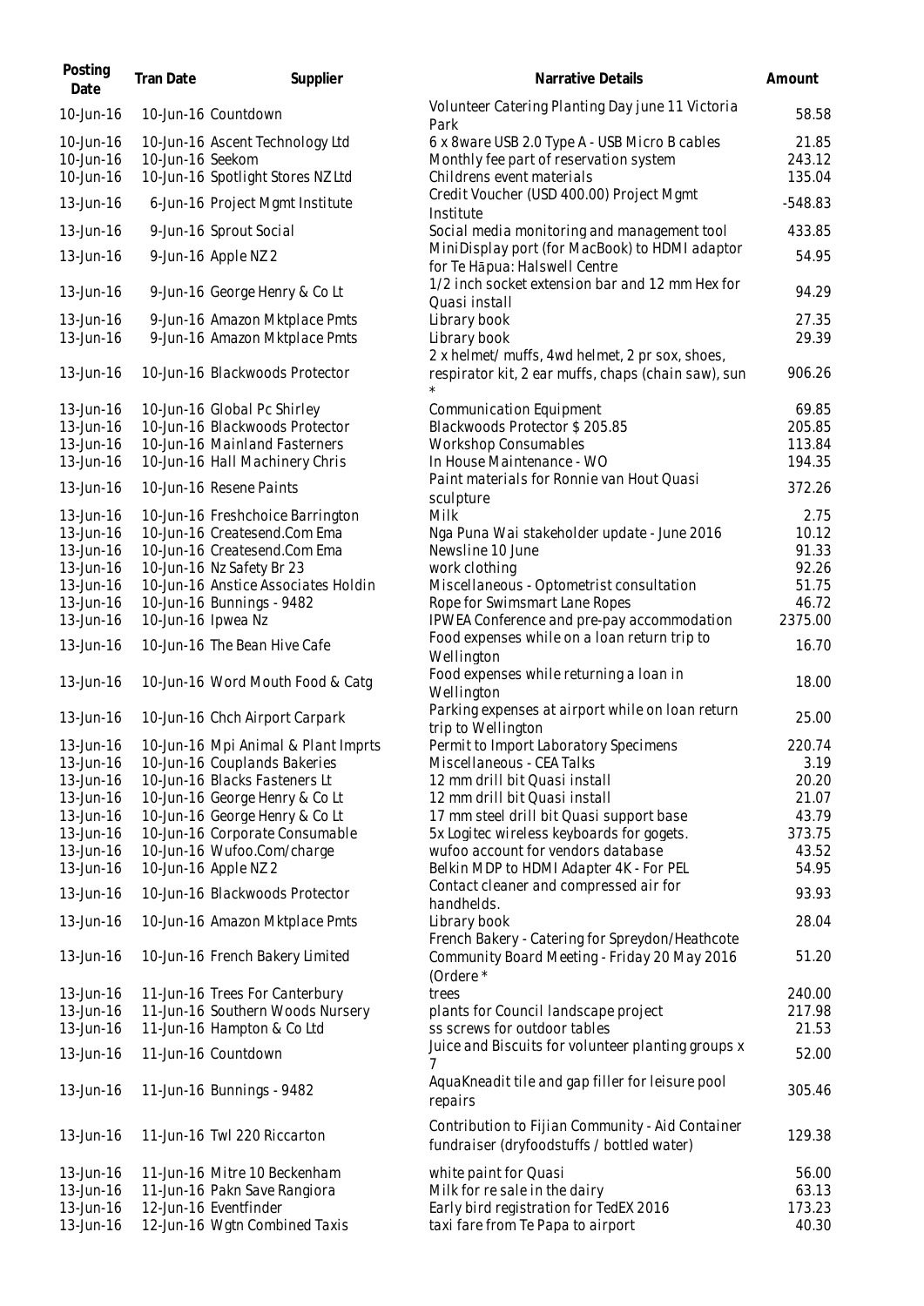| Posting Date | Tran Date | Supplier | Narrative Details | Amount |
|---|---|---|---|---|
| 10-Jun-16 | 10-Jun-16 | Countdown | Volunteer Catering Planting Day june 11 Victoria Park | 58.58 |
| 10-Jun-16 | 10-Jun-16 | Ascent Technology Ltd | 6 x 8ware USB 2.0 Type A - USB Micro B cables | 21.85 |
| 10-Jun-16 | 10-Jun-16 | Seekom | Monthly fee part of reservation system | 243.12 |
| 10-Jun-16 | 10-Jun-16 | Spotlight Stores NZ Ltd | Childrens event materials | 135.04 |
| 13-Jun-16 | 6-Jun-16 | Project Mgmt Institute | Credit Voucher (USD 400.00) Project Mgmt Institute | -548.83 |
| 13-Jun-16 | 9-Jun-16 | Sprout Social | Social media monitoring and management tool | 433.85 |
| 13-Jun-16 | 9-Jun-16 | Apple NZ 2 | MiniDisplay port (for MacBook) to HDMI adaptor for Te Hāpua: Halswell Centre | 54.95 |
| 13-Jun-16 | 9-Jun-16 | George Henry & Co Lt | 1/2 inch socket extension bar and 12 mm Hex for Quasi install | 94.29 |
| 13-Jun-16 | 9-Jun-16 | Amazon Mktplace Pmts | Library book | 27.35 |
| 13-Jun-16 | 9-Jun-16 | Amazon Mktplace Pmts | Library book | 29.39 |
| 13-Jun-16 | 10-Jun-16 | Blackwoods Protector | 2 x helmet/ muffs, 4wd helmet, 2 pr sox, shoes, respirator kit, 2 ear muffs, chaps (chain saw), sun * | 906.26 |
| 13-Jun-16 | 10-Jun-16 | Global Pc Shirley | Communication Equipment | 69.85 |
| 13-Jun-16 | 10-Jun-16 | Blackwoods Protector | Blackwoods Protector $ 205.85 | 205.85 |
| 13-Jun-16 | 10-Jun-16 | Mainland Fasterners | Workshop Consumables | 113.84 |
| 13-Jun-16 | 10-Jun-16 | Hall Machinery Chris | In House Maintenance - WO | 194.35 |
| 13-Jun-16 | 10-Jun-16 | Resene Paints | Paint materials for Ronnie van Hout Quasi sculpture | 372.26 |
| 13-Jun-16 | 10-Jun-16 | Freshchoice Barrington | Milk | 2.75 |
| 13-Jun-16 | 10-Jun-16 | Createsend.Com Ema | Nga Puna Wai stakeholder update - June 2016 | 10.12 |
| 13-Jun-16 | 10-Jun-16 | Createsend.Com Ema | Newsline 10 June | 91.33 |
| 13-Jun-16 | 10-Jun-16 | Nz Safety Br 23 | work clothing | 92.26 |
| 13-Jun-16 | 10-Jun-16 | Anstice Associates Holdin | Miscellaneous - Optometrist consultation | 51.75 |
| 13-Jun-16 | 10-Jun-16 | Bunnings - 9482 | Rope for Swimsmart Lane Ropes | 46.72 |
| 13-Jun-16 | 10-Jun-16 | Ipwea Nz | IPWEA Conference and pre-pay accommodation | 2375.00 |
| 13-Jun-16 | 10-Jun-16 | The Bean Hive Cafe | Food expenses while on a loan return trip to Wellington | 16.70 |
| 13-Jun-16 | 10-Jun-16 | Word Mouth Food & Catg | Food expenses while returning a loan in Wellington | 18.00 |
| 13-Jun-16 | 10-Jun-16 | Chch Airport Carpark | Parking expenses at airport while on loan return trip to Wellington | 25.00 |
| 13-Jun-16 | 10-Jun-16 | Mpi Animal & Plant Imprts | Permit to Import Laboratory Specimens | 220.74 |
| 13-Jun-16 | 10-Jun-16 | Couplands Bakeries | Miscellaneous - CEA Talks | 3.19 |
| 13-Jun-16 | 10-Jun-16 | Blacks Fasteners Lt | 12 mm drill bit Quasi install | 20.20 |
| 13-Jun-16 | 10-Jun-16 | George Henry & Co Lt | 12 mm drill bit Quasi install | 21.07 |
| 13-Jun-16 | 10-Jun-16 | George Henry & Co Lt | 17 mm steel drill bit Quasi support base | 43.79 |
| 13-Jun-16 | 10-Jun-16 | Corporate Consumable | 5x Logitec wireless keyboards for gogets. | 373.75 |
| 13-Jun-16 | 10-Jun-16 | Wufoo.Com/charge | wufoo account for vendors database | 43.52 |
| 13-Jun-16 | 10-Jun-16 | Apple NZ 2 | Belkin MDP to HDMI Adapter 4K - For PEL | 54.95 |
| 13-Jun-16 | 10-Jun-16 | Blackwoods Protector | Contact cleaner and compressed air for handhelds. | 93.93 |
| 13-Jun-16 | 10-Jun-16 | Amazon Mktplace Pmts | Library book | 28.04 |
| 13-Jun-16 | 10-Jun-16 | French Bakery Limited | French Bakery - Catering for Spreydon/Heathcote Community Board Meeting - Friday 20 May 2016 (Ordere * | 51.20 |
| 13-Jun-16 | 11-Jun-16 | Trees For Canterbury | trees | 240.00 |
| 13-Jun-16 | 11-Jun-16 | Southern Woods Nursery | plants for Council landscape project | 217.98 |
| 13-Jun-16 | 11-Jun-16 | Hampton & Co Ltd | ss screws for outdoor tables | 21.53 |
| 13-Jun-16 | 11-Jun-16 | Countdown | Juice and Biscuits for volunteer planting groups x 7 | 52.00 |
| 13-Jun-16 | 11-Jun-16 | Bunnings - 9482 | AquaKneadit tile and gap filler for leisure pool repairs | 305.46 |
| 13-Jun-16 | 11-Jun-16 | Twl 220 Riccarton | Contribution to Fijian Community - Aid Container fundraiser (dryfoodstuffs / bottled water) | 129.38 |
| 13-Jun-16 | 11-Jun-16 | Mitre 10 Beckenham | white paint for Quasi | 56.00 |
| 13-Jun-16 | 11-Jun-16 | Pakn Save Rangiora | Milk for re sale in the dairy | 63.13 |
| 13-Jun-16 | 12-Jun-16 | Eventfinder | Early bird registration for TedEX 2016 | 173.23 |
| 13-Jun-16 | 12-Jun-16 | Wgtn Combined Taxis | taxi fare from Te Papa to airport | 40.30 |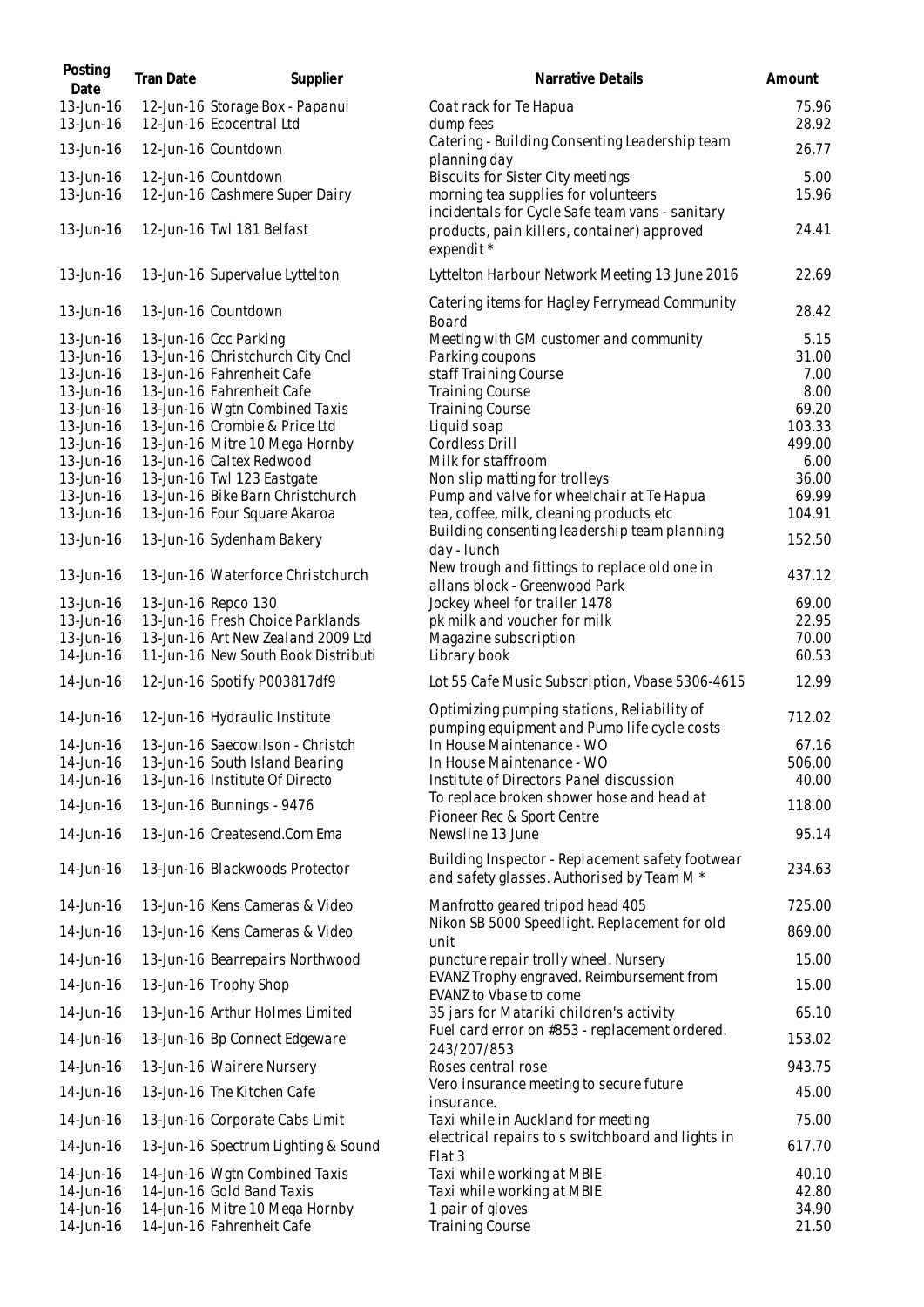| Posting Date | Tran Date | Supplier | Narrative Details | Amount |
|---|---|---|---|---|
| 13-Jun-16 | 12-Jun-16 | Storage Box - Papanui | Coat rack for Te Hapua | 75.96 |
| 13-Jun-16 | 12-Jun-16 | Ecocentral Ltd | dump fees | 28.92 |
| 13-Jun-16 | 12-Jun-16 | Countdown | Catering - Building Consenting Leadership team planning day | 26.77 |
| 13-Jun-16 | 12-Jun-16 | Countdown | Biscuits for Sister City meetings | 5.00 |
| 13-Jun-16 | 12-Jun-16 | Cashmere Super Dairy | morning tea supplies for volunteers | 15.96 |
| 13-Jun-16 | 12-Jun-16 | Twl 181 Belfast | incidentals for Cycle Safe team vans - sanitary products, pain killers, container) approved expendit * | 24.41 |
| 13-Jun-16 | 13-Jun-16 | Supervalue Lyttelton | Lyttelton Harbour Network Meeting 13 June 2016 | 22.69 |
| 13-Jun-16 | 13-Jun-16 | Countdown | Catering items for Hagley Ferrymead Community Board | 28.42 |
| 13-Jun-16 | 13-Jun-16 | Ccc Parking | Meeting with GM customer and community | 5.15 |
| 13-Jun-16 | 13-Jun-16 | Christchurch City Cncl | Parking coupons | 31.00 |
| 13-Jun-16 | 13-Jun-16 | Fahrenheit Cafe | staff Training Course | 7.00 |
| 13-Jun-16 | 13-Jun-16 | Fahrenheit Cafe | Training Course | 8.00 |
| 13-Jun-16 | 13-Jun-16 | Wgtn Combined Taxis | Training Course | 69.20 |
| 13-Jun-16 | 13-Jun-16 | Crombie & Price Ltd | Liquid soap | 103.33 |
| 13-Jun-16 | 13-Jun-16 | Mitre 10 Mega Hornby | Cordless Drill | 499.00 |
| 13-Jun-16 | 13-Jun-16 | Caltex Redwood | Milk for staffroom | 6.00 |
| 13-Jun-16 | 13-Jun-16 | Twl 123 Eastgate | Non slip matting for trolleys | 36.00 |
| 13-Jun-16 | 13-Jun-16 | Bike Barn Christchurch | Pump and valve for wheelchair at Te Hapua | 69.99 |
| 13-Jun-16 | 13-Jun-16 | Four Square Akaroa | tea, coffee, milk, cleaning products etc | 104.91 |
| 13-Jun-16 | 13-Jun-16 | Sydenham Bakery | Building consenting leadership team planning day - lunch | 152.50 |
| 13-Jun-16 | 13-Jun-16 | Waterforce Christchurch | New trough and fittings to replace old one in allans block - Greenwood Park | 437.12 |
| 13-Jun-16 | 13-Jun-16 | Repco 130 | Jockey wheel for trailer 1478 | 69.00 |
| 13-Jun-16 | 13-Jun-16 | Fresh Choice Parklands | pk milk and voucher for milk | 22.95 |
| 13-Jun-16 | 13-Jun-16 | Art New Zealand 2009 Ltd | Magazine subscription | 70.00 |
| 14-Jun-16 | 11-Jun-16 | New South Book Distributi | Library book | 60.53 |
| 14-Jun-16 | 12-Jun-16 | Spotify P003817df9 | Lot 55 Cafe Music Subscription, Vbase 5306-4615 | 12.99 |
| 14-Jun-16 | 12-Jun-16 | Hydraulic Institute | Optimizing pumping stations, Reliability of pumping equipment and Pump life cycle costs | 712.02 |
| 14-Jun-16 | 13-Jun-16 | Saecowilson - Christch | In House Maintenance - WO | 67.16 |
| 14-Jun-16 | 13-Jun-16 | South Island Bearing | In House Maintenance - WO | 506.00 |
| 14-Jun-16 | 13-Jun-16 | Institute Of Directo | Institute of Directors Panel discussion | 40.00 |
| 14-Jun-16 | 13-Jun-16 | Bunnings - 9476 | To replace broken shower hose and head at Pioneer Rec & Sport Centre | 118.00 |
| 14-Jun-16 | 13-Jun-16 | Createsend.Com Ema | Newsline 13 June | 95.14 |
| 14-Jun-16 | 13-Jun-16 | Blackwoods Protector | Building Inspector - Replacement safety footwear and safety glasses. Authorised by Team M * | 234.63 |
| 14-Jun-16 | 13-Jun-16 | Kens Cameras & Video | Manfrotto geared tripod head 405 | 725.00 |
| 14-Jun-16 | 13-Jun-16 | Kens Cameras & Video | Nikon SB 5000 Speedlight. Replacement for old unit | 869.00 |
| 14-Jun-16 | 13-Jun-16 | Bearrepairs Northwood | puncture repair trolly wheel. Nursery | 15.00 |
| 14-Jun-16 | 13-Jun-16 | Trophy Shop | EVANZ Trophy engraved. Reimbursement from EVANZ to Vbase to come | 15.00 |
| 14-Jun-16 | 13-Jun-16 | Arthur Holmes Limited | 35 jars for Matariki children's activity | 65.10 |
| 14-Jun-16 | 13-Jun-16 | Bp Connect Edgeware | Fuel card error on #853 - replacement ordered. 243/207/853 | 153.02 |
| 14-Jun-16 | 13-Jun-16 | Wairere Nursery | Roses central rose | 943.75 |
| 14-Jun-16 | 13-Jun-16 | The Kitchen Cafe | Vero insurance meeting to secure future insurance. | 45.00 |
| 14-Jun-16 | 13-Jun-16 | Corporate Cabs Limit | Taxi while in Auckland for meeting | 75.00 |
| 14-Jun-16 | 13-Jun-16 | Spectrum Lighting & Sound | electrical repairs to s switchboard and lights in Flat 3 | 617.70 |
| 14-Jun-16 | 14-Jun-16 | Wgtn Combined Taxis | Taxi while working at MBIE | 40.10 |
| 14-Jun-16 | 14-Jun-16 | Gold Band Taxis | Taxi while working at MBIE | 42.80 |
| 14-Jun-16 | 14-Jun-16 | Mitre 10 Mega Hornby | 1 pair of gloves | 34.90 |
| 14-Jun-16 | 14-Jun-16 | Fahrenheit Cafe | Training Course | 21.50 |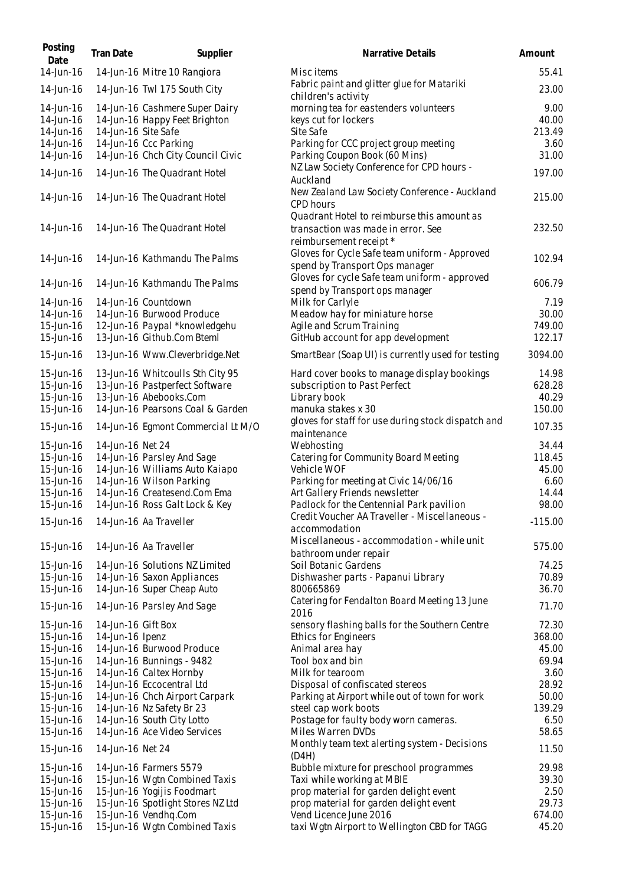| Posting Date | Tran Date | Supplier | Narrative Details | Amount |
|---|---|---|---|---|
| 14-Jun-16 | 14-Jun-16 | Mitre 10 Rangiora | Misc items | 55.41 |
| 14-Jun-16 | 14-Jun-16 | Twl 175 South City | Fabric paint and glitter glue for Matariki children's activity | 23.00 |
| 14-Jun-16 | 14-Jun-16 | Cashmere Super Dairy | morning tea for eastenders volunteers | 9.00 |
| 14-Jun-16 | 14-Jun-16 | Happy Feet Brighton | keys cut for lockers | 40.00 |
| 14-Jun-16 | 14-Jun-16 | Site Safe | Site Safe | 213.49 |
| 14-Jun-16 | 14-Jun-16 | Ccc Parking | Parking for CCC project group meeting | 3.60 |
| 14-Jun-16 | 14-Jun-16 | Chch City Council Civic | Parking Coupon Book (60 Mins) | 31.00 |
| 14-Jun-16 | 14-Jun-16 | The Quadrant Hotel | NZ Law Society Conference for CPD hours - Auckland | 197.00 |
| 14-Jun-16 | 14-Jun-16 | The Quadrant Hotel | New Zealand Law Society Conference - Auckland CPD hours | 215.00 |
| 14-Jun-16 | 14-Jun-16 | The Quadrant Hotel | Quadrant Hotel to reimburse this amount as transaction was made in error. See reimbursement receipt * | 232.50 |
| 14-Jun-16 | 14-Jun-16 | Kathmandu The Palms | Gloves for Cycle Safe team uniform - Approved spend by Transport Ops manager | 102.94 |
| 14-Jun-16 | 14-Jun-16 | Kathmandu The Palms | Gloves for cycle Safe team uniform - approved spend by Transport ops manager | 606.79 |
| 14-Jun-16 | 14-Jun-16 | Countdown | Milk for Carlyle | 7.19 |
| 14-Jun-16 | 14-Jun-16 | Burwood Produce | Meadow hay for miniature horse | 30.00 |
| 15-Jun-16 | 12-Jun-16 | Paypal *knowledgehu | Agile and Scrum Training | 749.00 |
| 15-Jun-16 | 13-Jun-16 | Github.Com Bteml | GitHub account for app development | 122.17 |
| 15-Jun-16 | 13-Jun-16 | Www.Cleverbridge.Net | SmartBear (Soap UI) is currently used for testing | 3094.00 |
| 15-Jun-16 | 13-Jun-16 | Whitcoulls Sth City 95 | Hard cover books to manage display bookings | 14.98 |
| 15-Jun-16 | 13-Jun-16 | Pastperfect Software | subscription to Past Perfect | 628.28 |
| 15-Jun-16 | 13-Jun-16 | Abebooks.Com | Library book | 40.29 |
| 15-Jun-16 | 14-Jun-16 | Pearsons Coal & Garden | manuka stakes x 30 | 150.00 |
| 15-Jun-16 | 14-Jun-16 | Egmont Commercial Lt M/O | gloves for staff for use during stock dispatch and maintenance | 107.35 |
| 15-Jun-16 | 14-Jun-16 | Net 24 | Webhosting | 34.44 |
| 15-Jun-16 | 14-Jun-16 | Parsley And Sage | Catering for Community Board Meeting | 118.45 |
| 15-Jun-16 | 14-Jun-16 | Williams Auto Kaiapo | Vehicle WOF | 45.00 |
| 15-Jun-16 | 14-Jun-16 | Wilson Parking | Parking for meeting at Civic 14/06/16 | 6.60 |
| 15-Jun-16 | 14-Jun-16 | Createsend.Com Ema | Art Gallery Friends newsletter | 14.44 |
| 15-Jun-16 | 14-Jun-16 | Ross Galt Lock & Key | Padlock for the Centennial Park pavilion | 98.00 |
| 15-Jun-16 | 14-Jun-16 | Aa Traveller | Credit Voucher AA Traveller - Miscellaneous - accommodation | -115.00 |
| 15-Jun-16 | 14-Jun-16 | Aa Traveller | Miscellaneous - accommodation - while unit bathroom under repair | 575.00 |
| 15-Jun-16 | 14-Jun-16 | Solutions NZ Limited | Soil Botanic Gardens | 74.25 |
| 15-Jun-16 | 14-Jun-16 | Saxon Appliances | Dishwasher parts - Papanui Library | 70.89 |
| 15-Jun-16 | 14-Jun-16 | Super Cheap Auto | 800665869 | 36.70 |
| 15-Jun-16 | 14-Jun-16 | Parsley And Sage | Catering for Fendalton Board Meeting 13 June 2016 | 71.70 |
| 15-Jun-16 | 14-Jun-16 | Gift Box | sensory flashing balls for the Southern Centre | 72.30 |
| 15-Jun-16 | 14-Jun-16 | Ipenz | Ethics for Engineers | 368.00 |
| 15-Jun-16 | 14-Jun-16 | Burwood Produce | Animal area hay | 45.00 |
| 15-Jun-16 | 14-Jun-16 | Bunnings - 9482 | Tool box and bin | 69.94 |
| 15-Jun-16 | 14-Jun-16 | Caltex Hornby | Milk for tearoom | 3.60 |
| 15-Jun-16 | 14-Jun-16 | Eccocentral Ltd | Disposal of confiscated stereos | 28.92 |
| 15-Jun-16 | 14-Jun-16 | Chch Airport Carpark | Parking at Airport while out of town for work | 50.00 |
| 15-Jun-16 | 14-Jun-16 | Nz Safety Br 23 | steel cap work boots | 139.29 |
| 15-Jun-16 | 14-Jun-16 | South City Lotto | Postage for faulty body worn cameras. | 6.50 |
| 15-Jun-16 | 14-Jun-16 | Ace Video Services | Miles Warren DVDs | 58.65 |
| 15-Jun-16 | 14-Jun-16 | Net 24 | Monthly team text alerting system - Decisions (D4H) | 11.50 |
| 15-Jun-16 | 14-Jun-16 | Farmers 5579 | Bubble mixture for preschool programmes | 29.98 |
| 15-Jun-16 | 15-Jun-16 | Wgtn Combined Taxis | Taxi while working at MBIE | 39.30 |
| 15-Jun-16 | 15-Jun-16 | Yogijis Foodmart | prop material for garden delight event | 2.50 |
| 15-Jun-16 | 15-Jun-16 | Spotlight Stores NZ Ltd | prop material for garden delight event | 29.73 |
| 15-Jun-16 | 15-Jun-16 | Vendhq.Com | Vend Licence June 2016 | 674.00 |
| 15-Jun-16 | 15-Jun-16 | Wgtn Combined Taxis | taxi Wgtn Airport to Wellington CBD for TAGG | 45.20 |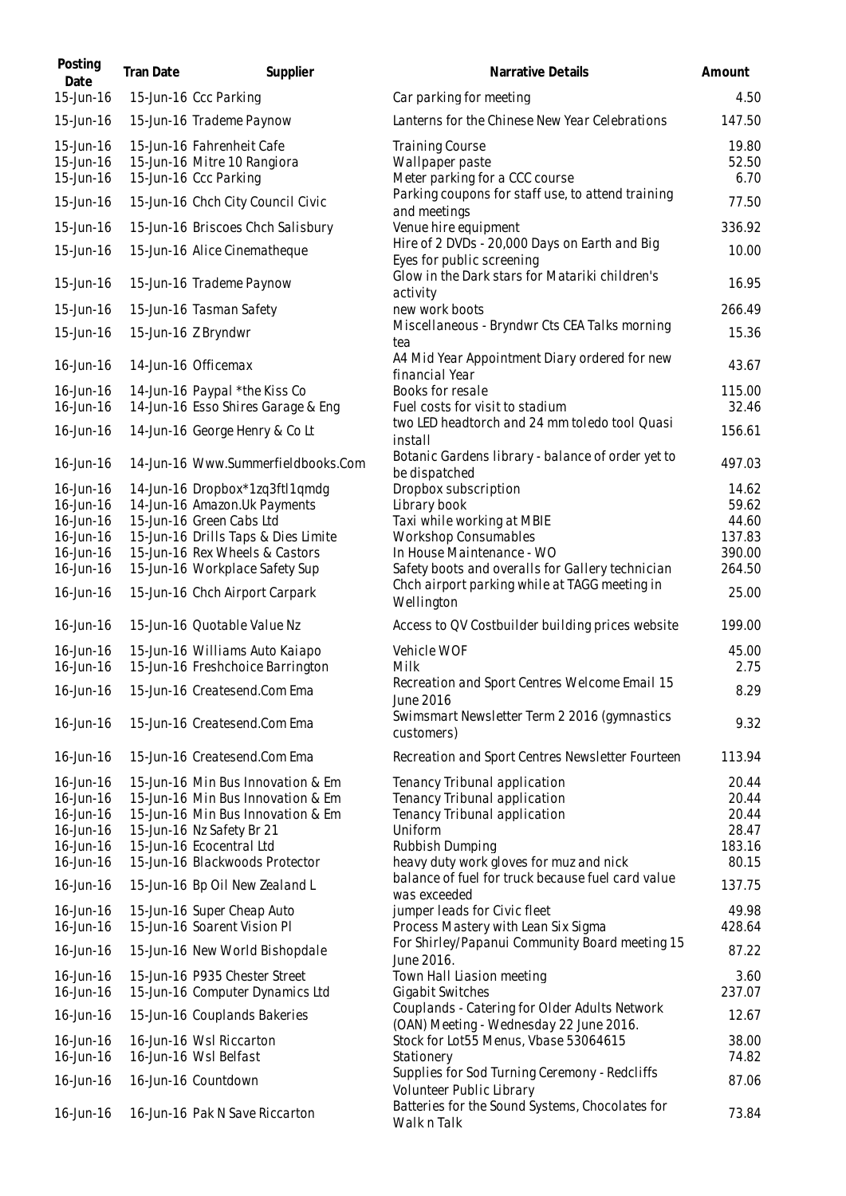| Posting Date | Tran Date | Supplier | Narrative Details | Amount |
|---|---|---|---|---|
| 15-Jun-16 | 15-Jun-16 | Ccc Parking | Car parking for meeting | 4.50 |
| 15-Jun-16 | 15-Jun-16 | Trademe Paynow | Lanterns for the Chinese New Year Celebrations | 147.50 |
| 15-Jun-16 | 15-Jun-16 | Fahrenheit Cafe | Training Course | 19.80 |
| 15-Jun-16 | 15-Jun-16 | Mitre 10 Rangiora | Wallpaper paste | 52.50 |
| 15-Jun-16 | 15-Jun-16 | Ccc Parking | Meter parking for a CCC course | 6.70 |
| 15-Jun-16 | 15-Jun-16 | Chch City Council Civic | Parking coupons for staff use, to attend training and meetings | 77.50 |
| 15-Jun-16 | 15-Jun-16 | Briscoes Chch Salisbury | Venue hire equipment | 336.92 |
| 15-Jun-16 | 15-Jun-16 | Alice Cinematheque | Hire of 2 DVDs - 20,000 Days on Earth and Big Eyes for public screening | 10.00 |
| 15-Jun-16 | 15-Jun-16 | Trademe Paynow | Glow in the Dark stars for Matariki children's activity | 16.95 |
| 15-Jun-16 | 15-Jun-16 | Tasman Safety | new work boots | 266.49 |
| 15-Jun-16 | 15-Jun-16 | Z Bryndwr | Miscellaneous - Bryndwr Cts CEA Talks morning tea | 15.36 |
| 16-Jun-16 | 14-Jun-16 | Officemax | A4 Mid Year Appointment Diary ordered for new financial Year | 43.67 |
| 16-Jun-16 | 14-Jun-16 | Paypal *the Kiss Co | Books for resale | 115.00 |
| 16-Jun-16 | 14-Jun-16 | Esso Shires Garage & Eng | Fuel costs for visit to stadium | 32.46 |
| 16-Jun-16 | 14-Jun-16 | George Henry & Co Lt | two LED headtorch and 24 mm toledo tool Quasi install | 156.61 |
| 16-Jun-16 | 14-Jun-16 | Www.Summerfieldbooks.Com | Botanic Gardens library - balance of order yet to be dispatched | 497.03 |
| 16-Jun-16 | 14-Jun-16 | Dropbox*1zq3ftl1qmdg | Dropbox subscription | 14.62 |
| 16-Jun-16 | 14-Jun-16 | Amazon.Uk Payments | Library book | 59.62 |
| 16-Jun-16 | 15-Jun-16 | Green Cabs Ltd | Taxi while working at MBIE | 44.60 |
| 16-Jun-16 | 15-Jun-16 | Drills Taps & Dies Limite | Workshop Consumables | 137.83 |
| 16-Jun-16 | 15-Jun-16 | Rex Wheels & Castors | In House Maintenance - WO | 390.00 |
| 16-Jun-16 | 15-Jun-16 | Workplace Safety Sup | Safety boots and overalls for Gallery technician | 264.50 |
| 16-Jun-16 | 15-Jun-16 | Chch Airport Carpark | Chch airport parking while at TAGG meeting in Wellington | 25.00 |
| 16-Jun-16 | 15-Jun-16 | Quotable Value Nz | Access to QV Costbuilder building prices website | 199.00 |
| 16-Jun-16 | 15-Jun-16 | Williams Auto Kaiapo | Vehicle WOF | 45.00 |
| 16-Jun-16 | 15-Jun-16 | Freshchoice Barrington | Milk | 2.75 |
| 16-Jun-16 | 15-Jun-16 | Createsend.Com Ema | Recreation and Sport Centres Welcome Email 15 June 2016 | 8.29 |
| 16-Jun-16 | 15-Jun-16 | Createsend.Com Ema | Swimsmart Newsletter Term 2 2016 (gymnastics customers) | 9.32 |
| 16-Jun-16 | 15-Jun-16 | Createsend.Com Ema | Recreation and Sport Centres Newsletter Fourteen | 113.94 |
| 16-Jun-16 | 15-Jun-16 | Min Bus Innovation & Em | Tenancy Tribunal application | 20.44 |
| 16-Jun-16 | 15-Jun-16 | Min Bus Innovation & Em | Tenancy Tribunal application | 20.44 |
| 16-Jun-16 | 15-Jun-16 | Min Bus Innovation & Em | Tenancy Tribunal application | 20.44 |
| 16-Jun-16 | 15-Jun-16 | Nz Safety Br 21 | Uniform | 28.47 |
| 16-Jun-16 | 15-Jun-16 | Ecocentral Ltd | Rubbish Dumping | 183.16 |
| 16-Jun-16 | 15-Jun-16 | Blackwoods Protector | heavy duty work gloves for muz and nick | 80.15 |
| 16-Jun-16 | 15-Jun-16 | Bp Oil New Zealand L | balance of fuel for truck because fuel card value was exceeded | 137.75 |
| 16-Jun-16 | 15-Jun-16 | Super Cheap Auto | jumper leads for Civic fleet | 49.98 |
| 16-Jun-16 | 15-Jun-16 | Soarent Vision Pl | Process Mastery with Lean Six Sigma | 428.64 |
| 16-Jun-16 | 15-Jun-16 | New World Bishopdale | For Shirley/Papanui Community Board meeting 15 June 2016. | 87.22 |
| 16-Jun-16 | 15-Jun-16 | P935 Chester Street | Town Hall Liasion meeting | 3.60 |
| 16-Jun-16 | 15-Jun-16 | Computer Dynamics Ltd | Gigabit Switches | 237.07 |
| 16-Jun-16 | 15-Jun-16 | Couplands Bakeries | Couplands - Catering for Older Adults Network (OAN) Meeting - Wednesday 22 June 2016. | 12.67 |
| 16-Jun-16 | 16-Jun-16 | Wsl Riccarton | Stock for Lot55 Menus, Vbase 53064615 | 38.00 |
| 16-Jun-16 | 16-Jun-16 | Wsl Belfast | Stationery | 74.82 |
| 16-Jun-16 | 16-Jun-16 | Countdown | Supplies for Sod Turning Ceremony - Redcliffs Volunteer Public Library | 87.06 |
| 16-Jun-16 | 16-Jun-16 | Pak N Save Riccarton | Batteries for the Sound Systems, Chocolates for Walk n Talk | 73.84 |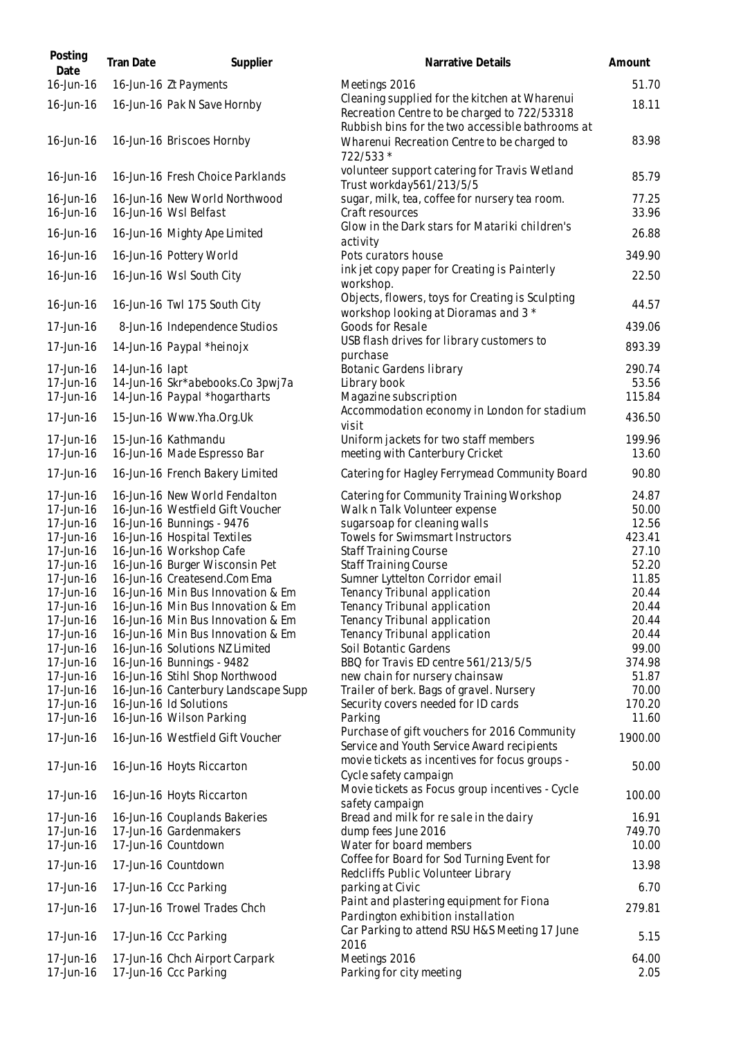| Posting Date | Tran Date | Supplier | Narrative Details | Amount |
|---|---|---|---|---|
| 16-Jun-16 | 16-Jun-16 | Zt Payments | Meetings 2016 | 51.70 |
| 16-Jun-16 | 16-Jun-16 | Pak N Save Hornby | Cleaning supplied for the kitchen at Wharenui Recreation Centre to be charged to 722/53318 | 18.11 |
| 16-Jun-16 | 16-Jun-16 | Briscoes Hornby | Rubbish bins for the two accessible bathrooms at Wharenui Recreation Centre to be charged to 722/533 * | 83.98 |
| 16-Jun-16 | 16-Jun-16 | Fresh Choice Parklands | volunteer support catering for Travis Wetland Trust workday561/213/5/5 | 85.79 |
| 16-Jun-16 | 16-Jun-16 | New World Northwood | sugar, milk, tea, coffee for nursery tea room. | 77.25 |
| 16-Jun-16 | 16-Jun-16 | Wsl Belfast | Craft resources | 33.96 |
| 16-Jun-16 | 16-Jun-16 | Mighty Ape Limited | Glow in the Dark stars for Matariki children's activity | 26.88 |
| 16-Jun-16 | 16-Jun-16 | Pottery World | Pots curators house | 349.90 |
| 16-Jun-16 | 16-Jun-16 | Wsl South City | ink jet copy paper for Creating is Painterly workshop. | 22.50 |
| 16-Jun-16 | 16-Jun-16 | Twl 175 South City | Objects, flowers, toys for Creating is Sculpting workshop looking at Dioramas and 3 * | 44.57 |
| 17-Jun-16 | 8-Jun-16 | Independence Studios | Goods for Resale | 439.06 |
| 17-Jun-16 | 14-Jun-16 | Paypal *heinojx | USB flash drives for library customers to purchase | 893.39 |
| 17-Jun-16 | 14-Jun-16 | Iapt | Botanic Gardens library | 290.74 |
| 17-Jun-16 | 14-Jun-16 | Skr*abebooks.Co 3pwj7a | Library book | 53.56 |
| 17-Jun-16 | 14-Jun-16 | Paypal *hogartharts | Magazine subscription | 115.84 |
| 17-Jun-16 | 15-Jun-16 | Www.Yha.Org.Uk | Accommodation economy in London for stadium visit | 436.50 |
| 17-Jun-16 | 15-Jun-16 | Kathmandu | Uniform jackets for two staff members | 199.96 |
| 17-Jun-16 | 16-Jun-16 | Made Espresso Bar | meeting with Canterbury Cricket | 13.60 |
| 17-Jun-16 | 16-Jun-16 | French Bakery Limited | Catering for Hagley Ferrymead Community Board | 90.80 |
| 17-Jun-16 | 16-Jun-16 | New World Fendalton | Catering for Community Training Workshop | 24.87 |
| 17-Jun-16 | 16-Jun-16 | Westfield Gift Voucher | Walk n Talk Volunteer expense | 50.00 |
| 17-Jun-16 | 16-Jun-16 | Bunnings - 9476 | sugarsoap for cleaning walls | 12.56 |
| 17-Jun-16 | 16-Jun-16 | Hospital Textiles | Towels for Swimsmart Instructors | 423.41 |
| 17-Jun-16 | 16-Jun-16 | Workshop Cafe | Staff Training Course | 27.10 |
| 17-Jun-16 | 16-Jun-16 | Burger Wisconsin Pet | Staff Training Course | 52.20 |
| 17-Jun-16 | 16-Jun-16 | Createsend.Com Ema | Sumner Lyttelton Corridor email | 11.85 |
| 17-Jun-16 | 16-Jun-16 | Min Bus Innovation & Em | Tenancy Tribunal application | 20.44 |
| 17-Jun-16 | 16-Jun-16 | Min Bus Innovation & Em | Tenancy Tribunal application | 20.44 |
| 17-Jun-16 | 16-Jun-16 | Min Bus Innovation & Em | Tenancy Tribunal application | 20.44 |
| 17-Jun-16 | 16-Jun-16 | Min Bus Innovation & Em | Tenancy Tribunal application | 20.44 |
| 17-Jun-16 | 16-Jun-16 | Solutions NZ Limited | Soil Botantic Gardens | 99.00 |
| 17-Jun-16 | 16-Jun-16 | Bunnings - 9482 | BBQ for Travis ED centre 561/213/5/5 | 374.98 |
| 17-Jun-16 | 16-Jun-16 | Stihl Shop Northwood | new chain for nursery chainsaw | 51.87 |
| 17-Jun-16 | 16-Jun-16 | Canterbury Landscape Supp | Trailer of berk. Bags of gravel. Nursery | 70.00 |
| 17-Jun-16 | 16-Jun-16 | Id Solutions | Security covers needed for ID cards | 170.20 |
| 17-Jun-16 | 16-Jun-16 | Wilson Parking | Parking | 11.60 |
| 17-Jun-16 | 16-Jun-16 | Westfield Gift Voucher | Purchase of gift vouchers for 2016 Community Service and Youth Service Award recipients | 1900.00 |
| 17-Jun-16 | 16-Jun-16 | Hoyts Riccarton | movie tickets as incentives for focus groups - Cycle safety campaign | 50.00 |
| 17-Jun-16 | 16-Jun-16 | Hoyts Riccarton | Movie tickets as Focus group incentives - Cycle safety campaign | 100.00 |
| 17-Jun-16 | 16-Jun-16 | Couplands Bakeries | Bread and milk for re sale in the dairy | 16.91 |
| 17-Jun-16 | 17-Jun-16 | Gardenmakers | dump fees June 2016 | 749.70 |
| 17-Jun-16 | 17-Jun-16 | Countdown | Water for board members | 10.00 |
| 17-Jun-16 | 17-Jun-16 | Countdown | Coffee for Board for Sod Turning Event for Redcliffs Public Volunteer Library | 13.98 |
| 17-Jun-16 | 17-Jun-16 | Ccc Parking | parking at Civic | 6.70 |
| 17-Jun-16 | 17-Jun-16 | Trowel Trades Chch | Paint and plastering equipment for Fiona Pardington exhibition installation | 279.81 |
| 17-Jun-16 | 17-Jun-16 | Ccc Parking | Car Parking to attend RSU H&S Meeting 17 June 2016 | 5.15 |
| 17-Jun-16 | 17-Jun-16 | Chch Airport Carpark | Meetings 2016 | 64.00 |
| 17-Jun-16 | 17-Jun-16 | Ccc Parking | Parking for city meeting | 2.05 |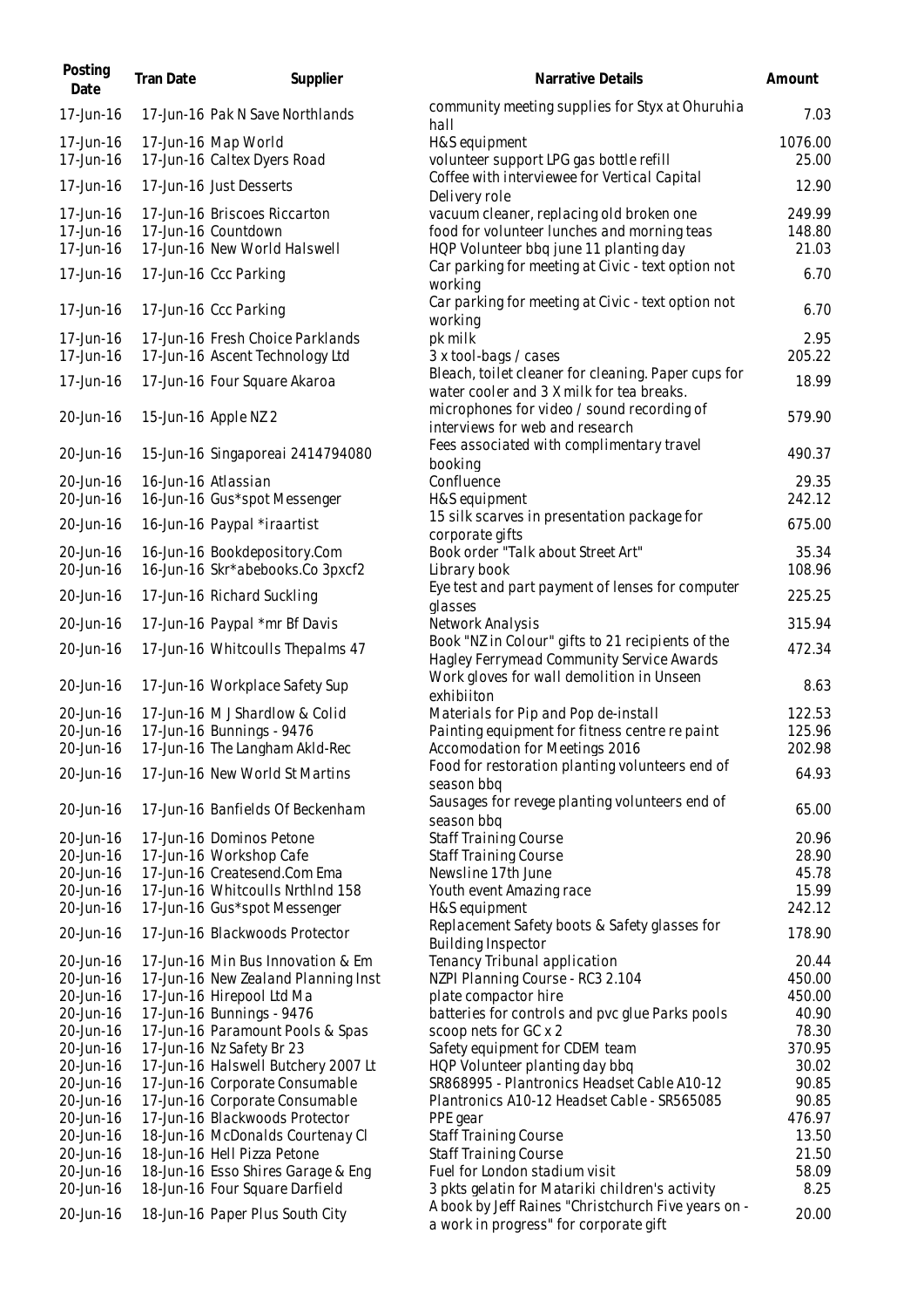| Posting Date | Tran Date | Supplier | Narrative Details | Amount |
|---|---|---|---|---|
| 17-Jun-16 | 17-Jun-16 | Pak N Save Northlands | community meeting supplies for Styx at Ohuruhia hall | 7.03 |
| 17-Jun-16 | 17-Jun-16 | Map World | H&S equipment | 1076.00 |
| 17-Jun-16 | 17-Jun-16 | Caltex Dyers Road | volunteer support LPG gas bottle refill | 25.00 |
| 17-Jun-16 | 17-Jun-16 | Just Desserts | Coffee with interviewee for Vertical Capital Delivery role | 12.90 |
| 17-Jun-16 | 17-Jun-16 | Briscoes Riccarton | vacuum cleaner, replacing old broken one | 249.99 |
| 17-Jun-16 | 17-Jun-16 | Countdown | food for volunteer lunches and morning teas | 148.80 |
| 17-Jun-16 | 17-Jun-16 | New World Halswell | HQP Volunteer bbq june 11 planting day | 21.03 |
| 17-Jun-16 | 17-Jun-16 | Ccc Parking | Car parking for meeting at Civic - text option not working | 6.70 |
| 17-Jun-16 | 17-Jun-16 | Ccc Parking | Car parking for meeting at Civic - text option not working | 6.70 |
| 17-Jun-16 | 17-Jun-16 | Fresh Choice Parklands | pk milk | 2.95 |
| 17-Jun-16 | 17-Jun-16 | Ascent Technology Ltd | 3 x tool-bags / cases | 205.22 |
| 17-Jun-16 | 17-Jun-16 | Four Square Akaroa | Bleach, toilet cleaner for cleaning. Paper cups for water cooler and 3 X milk for tea breaks. | 18.99 |
| 20-Jun-16 | 15-Jun-16 | Apple NZ 2 | microphones for video / sound recording of interviews for web and research | 579.90 |
| 20-Jun-16 | 15-Jun-16 | Singaporeai 2414794080 | Fees associated with complimentary travel booking | 490.37 |
| 20-Jun-16 | 16-Jun-16 | Atlassian | Confluence | 29.35 |
| 20-Jun-16 | 16-Jun-16 | Gus*spot Messenger | H&S equipment | 242.12 |
| 20-Jun-16 | 16-Jun-16 | Paypal *iraartist | 15 silk scarves in presentation package for corporate gifts | 675.00 |
| 20-Jun-16 | 16-Jun-16 | Bookdepository.Com | Book order "Talk about Street Art" | 35.34 |
| 20-Jun-16 | 16-Jun-16 | Skr*abebooks.Co 3pxcf2 | Library book | 108.96 |
| 20-Jun-16 | 17-Jun-16 | Richard Suckling | Eye test and part payment of lenses for computer glasses | 225.25 |
| 20-Jun-16 | 17-Jun-16 | Paypal *mr Bf Davis | Network Analysis | 315.94 |
| 20-Jun-16 | 17-Jun-16 | Whitcoulls Thepalms 47 | Book "NZ in Colour" gifts to 21 recipients of the Hagley Ferrymead Community Service Awards | 472.34 |
| 20-Jun-16 | 17-Jun-16 | Workplace Safety Sup | Work gloves for wall demolition in Unseen exhibiiton | 8.63 |
| 20-Jun-16 | 17-Jun-16 | M J Shardlow & Colid | Materials for Pip and Pop de-install | 122.53 |
| 20-Jun-16 | 17-Jun-16 | Bunnings - 9476 | Painting equipment for fitness centre re paint | 125.96 |
| 20-Jun-16 | 17-Jun-16 | The Langham Akld-Rec | Accomodation for Meetings 2016 | 202.98 |
| 20-Jun-16 | 17-Jun-16 | New World St Martins | Food for restoration planting volunteers end of season bbq | 64.93 |
| 20-Jun-16 | 17-Jun-16 | Banfields Of Beckenham | Sausages for revege planting volunteers end of season bbq | 65.00 |
| 20-Jun-16 | 17-Jun-16 | Dominos Petone | Staff Training Course | 20.96 |
| 20-Jun-16 | 17-Jun-16 | Workshop Cafe | Staff Training Course | 28.90 |
| 20-Jun-16 | 17-Jun-16 | Createsend.Com Ema | Newsline 17th June | 45.78 |
| 20-Jun-16 | 17-Jun-16 | Whitcoulls Nrthlnd 158 | Youth event Amazing race | 15.99 |
| 20-Jun-16 | 17-Jun-16 | Gus*spot Messenger | H&S equipment | 242.12 |
| 20-Jun-16 | 17-Jun-16 | Blackwoods Protector | Replacement Safety boots & Safety glasses for Building Inspector | 178.90 |
| 20-Jun-16 | 17-Jun-16 | Min Bus Innovation & Em | Tenancy Tribunal application | 20.44 |
| 20-Jun-16 | 17-Jun-16 | New Zealand Planning Inst | NZPI Planning Course - RC3 2.104 | 450.00 |
| 20-Jun-16 | 17-Jun-16 | Hirepool Ltd Ma | plate compactor hire | 450.00 |
| 20-Jun-16 | 17-Jun-16 | Bunnings - 9476 | batteries for controls and pvc glue Parks pools | 40.90 |
| 20-Jun-16 | 17-Jun-16 | Paramount Pools & Spas | scoop nets for GC x 2 | 78.30 |
| 20-Jun-16 | 17-Jun-16 | Nz Safety Br 23 | Safety equipment for CDEM team | 370.95 |
| 20-Jun-16 | 17-Jun-16 | Halswell Butchery 2007 Lt | HQP Volunteer planting day bbq | 30.02 |
| 20-Jun-16 | 17-Jun-16 | Corporate Consumable | SR868995 - Plantronics Headset Cable A10-12 | 90.85 |
| 20-Jun-16 | 17-Jun-16 | Corporate Consumable | Plantronics A10-12 Headset Cable - SR565085 | 90.85 |
| 20-Jun-16 | 17-Jun-16 | Blackwoods Protector | PPE gear | 476.97 |
| 20-Jun-16 | 18-Jun-16 | McDonalds Courtenay Cl | Staff Training Course | 13.50 |
| 20-Jun-16 | 18-Jun-16 | Hell Pizza Petone | Staff Training Course | 21.50 |
| 20-Jun-16 | 18-Jun-16 | Esso Shires Garage & Eng | Fuel for London stadium visit | 58.09 |
| 20-Jun-16 | 18-Jun-16 | Four Square Darfield | 3 pkts gelatin for Matariki children's activity | 8.25 |
| 20-Jun-16 | 18-Jun-16 | Paper Plus South City | A book by Jeff Raines "Christchurch Five years on - a work in progress" for corporate gift | 20.00 |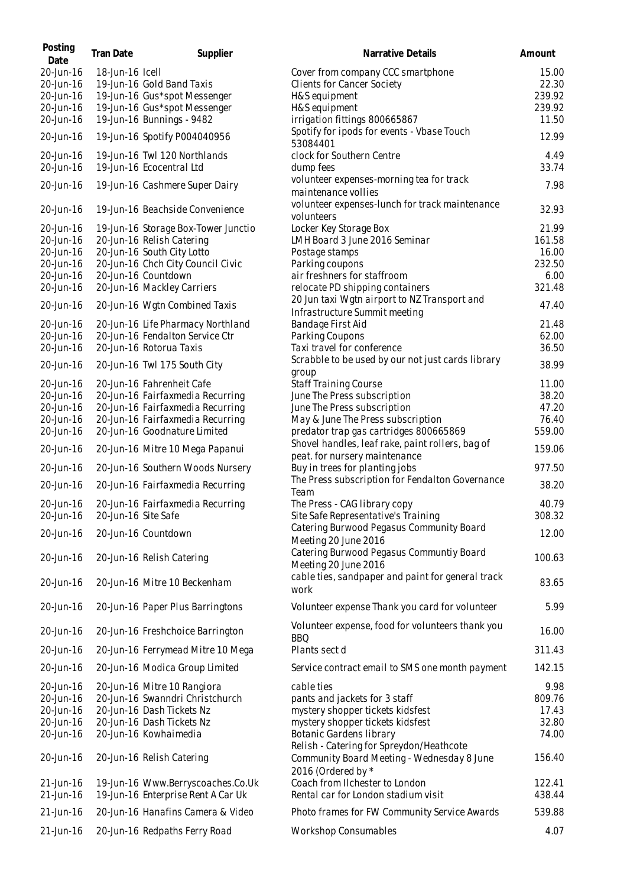| Posting Date | Tran Date | Supplier | Narrative Details | Amount |
| --- | --- | --- | --- | --- |
| 20-Jun-16 | 18-Jun-16 | Icell | Cover from company CCC smartphone | 15.00 |
| 20-Jun-16 | 19-Jun-16 | Gold Band Taxis | Clients for Cancer Society | 22.30 |
| 20-Jun-16 | 19-Jun-16 | Gus*spot Messenger | H&S equipment | 239.92 |
| 20-Jun-16 | 19-Jun-16 | Gus*spot Messenger | H&S equipment | 239.92 |
| 20-Jun-16 | 19-Jun-16 | Bunnings - 9482 | irrigation fittings 800665867 | 11.50 |
| 20-Jun-16 | 19-Jun-16 | Spotify P004040956 | Spotify for ipods for events - Vbase Touch 53084401 | 12.99 |
| 20-Jun-16 | 19-Jun-16 | Twl 120 Northlands | clock for Southern Centre | 4.49 |
| 20-Jun-16 | 19-Jun-16 | Ecocentral Ltd | dump fees | 33.74 |
| 20-Jun-16 | 19-Jun-16 | Cashmere Super Dairy | volunteer expenses-morning tea for track maintenance vollies | 7.98 |
| 20-Jun-16 | 19-Jun-16 | Beachside Convenience | volunteer expenses-lunch for track maintenance volunteers | 32.93 |
| 20-Jun-16 | 19-Jun-16 | Storage Box-Tower Junctio | Locker Key Storage Box | 21.99 |
| 20-Jun-16 | 20-Jun-16 | Relish Catering | LMH Board 3 June 2016 Seminar | 161.58 |
| 20-Jun-16 | 20-Jun-16 | South City Lotto | Postage stamps | 16.00 |
| 20-Jun-16 | 20-Jun-16 | Chch City Council Civic | Parking coupons | 232.50 |
| 20-Jun-16 | 20-Jun-16 | Countdown | air freshners for staffroom | 6.00 |
| 20-Jun-16 | 20-Jun-16 | Mackley Carriers | relocate PD shipping containers | 321.48 |
| 20-Jun-16 | 20-Jun-16 | Wgtn Combined Taxis | 20 Jun taxi Wgtn airport to NZ Transport and Infrastructure Summit meeting | 47.40 |
| 20-Jun-16 | 20-Jun-16 | Life Pharmacy Northland | Bandage First Aid | 21.48 |
| 20-Jun-16 | 20-Jun-16 | Fendalton Service Ctr | Parking Coupons | 62.00 |
| 20-Jun-16 | 20-Jun-16 | Rotorua Taxis | Taxi travel for conference | 36.50 |
| 20-Jun-16 | 20-Jun-16 | Twl 175 South City | Scrabble to be used by our not just cards library group | 38.99 |
| 20-Jun-16 | 20-Jun-16 | Fahrenheit Cafe | Staff Training Course | 11.00 |
| 20-Jun-16 | 20-Jun-16 | Fairfaxmedia Recurring | June The Press subscription | 38.20 |
| 20-Jun-16 | 20-Jun-16 | Fairfaxmedia Recurring | June The Press subscription | 47.20 |
| 20-Jun-16 | 20-Jun-16 | Fairfaxmedia Recurring | May & June The Press subscription | 76.40 |
| 20-Jun-16 | 20-Jun-16 | Goodnature Limited | predator trap gas cartridges 800665869 | 559.00 |
| 20-Jun-16 | 20-Jun-16 | Mitre 10 Mega Papanui | Shovel handles, leaf rake, paint rollers, bag of peat. for nursery maintenance | 159.06 |
| 20-Jun-16 | 20-Jun-16 | Southern Woods Nursery | Buy in trees for planting jobs | 977.50 |
| 20-Jun-16 | 20-Jun-16 | Fairfaxmedia Recurring | The Press subscription for Fendalton Governance Team | 38.20 |
| 20-Jun-16 | 20-Jun-16 | Fairfaxmedia Recurring | The Press - CAG library copy | 40.79 |
| 20-Jun-16 | 20-Jun-16 | Site Safe | Site Safe Representative's Training | 308.32 |
| 20-Jun-16 | 20-Jun-16 | Countdown | Catering Burwood Pegasus Community Board Meeting 20 June 2016 | 12.00 |
| 20-Jun-16 | 20-Jun-16 | Relish Catering | Catering Burwood Pegasus Communtiy Board Meeting 20 June 2016 | 100.63 |
| 20-Jun-16 | 20-Jun-16 | Mitre 10 Beckenham | cable ties, sandpaper and paint for general track work | 83.65 |
| 20-Jun-16 | 20-Jun-16 | Paper Plus Barringtons | Volunteer expense Thank you card for volunteer | 5.99 |
| 20-Jun-16 | 20-Jun-16 | Freshchoice Barrington | Volunteer expense, food for volunteers thank you BBQ | 16.00 |
| 20-Jun-16 | 20-Jun-16 | Ferrymead Mitre 10 Mega | Plants sect d | 311.43 |
| 20-Jun-16 | 20-Jun-16 | Modica Group Limited | Service contract email to SMS one month payment | 142.15 |
| 20-Jun-16 | 20-Jun-16 | Mitre 10 Rangiora | cable ties | 9.98 |
| 20-Jun-16 | 20-Jun-16 | Swanndri Christchurch | pants and jackets for 3 staff | 809.76 |
| 20-Jun-16 | 20-Jun-16 | Dash Tickets Nz | mystery shopper tickets kidsfest | 17.43 |
| 20-Jun-16 | 20-Jun-16 | Dash Tickets Nz | mystery shopper tickets kidsfest | 32.80 |
| 20-Jun-16 | 20-Jun-16 | Kowhaimedia | Botanic Gardens library | 74.00 |
| 20-Jun-16 | 20-Jun-16 | Relish Catering | Relish - Catering for Spreydon/Heathcote Community Board Meeting - Wednesday 8 June 2016 (Ordered by * | 156.40 |
| 21-Jun-16 | 19-Jun-16 | Www.Berryscoaches.Co.Uk | Coach from Ilchester to London | 122.41 |
| 21-Jun-16 | 19-Jun-16 | Enterprise Rent A Car Uk | Rental car for London stadium visit | 438.44 |
| 21-Jun-16 | 20-Jun-16 | Hanafins Camera & Video | Photo frames for FW Community Service Awards | 539.88 |
| 21-Jun-16 | 20-Jun-16 | Redpaths Ferry Road | Workshop Consumables | 4.07 |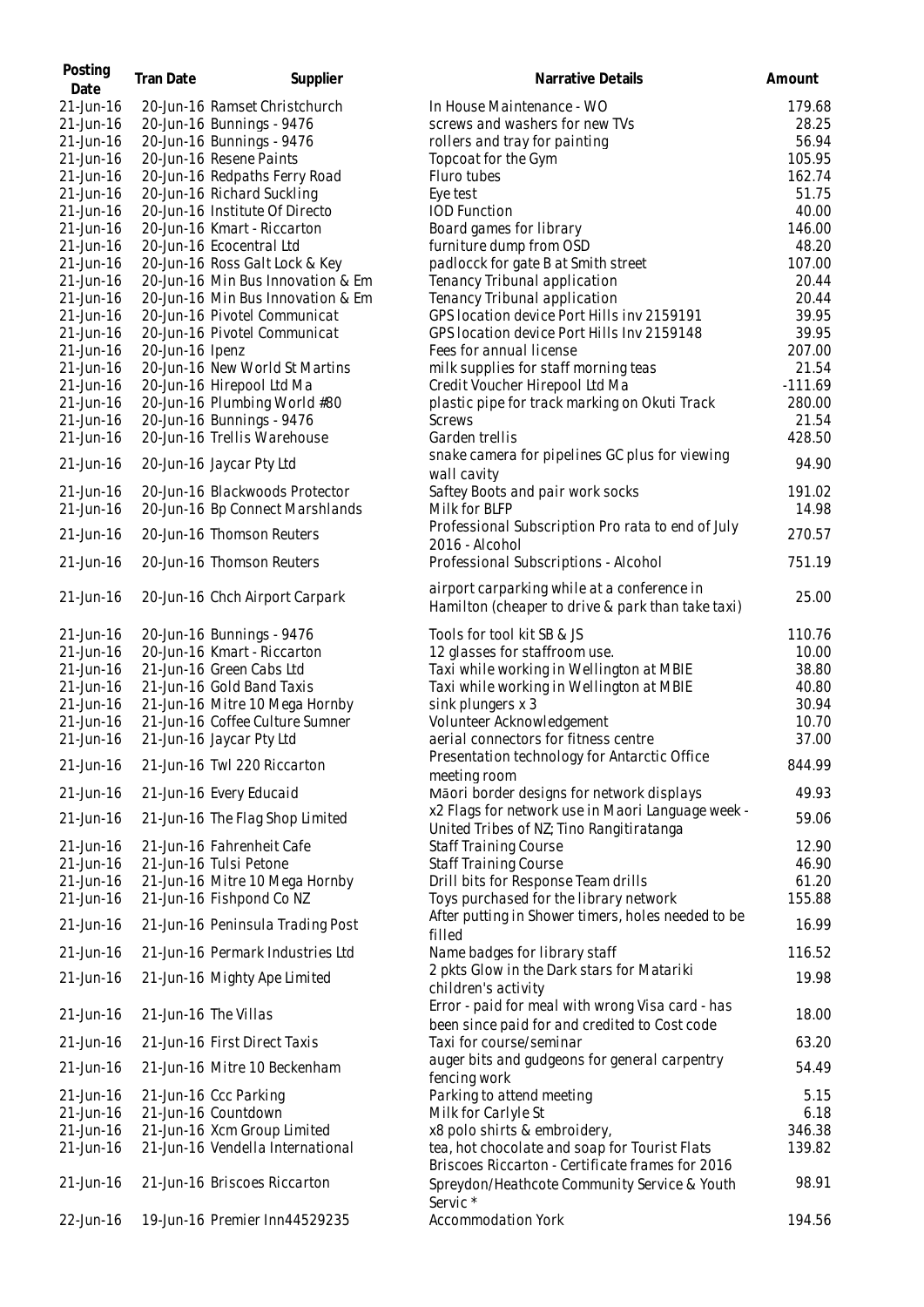| Posting Date | Tran Date | Supplier | Narrative Details | Amount |
|---|---|---|---|---|
| 21-Jun-16 | 20-Jun-16 | Ramset Christchurch | In House Maintenance - WO | 179.68 |
| 21-Jun-16 | 20-Jun-16 | Bunnings - 9476 | screws and washers for new TVs | 28.25 |
| 21-Jun-16 | 20-Jun-16 | Bunnings - 9476 | rollers and tray for painting | 56.94 |
| 21-Jun-16 | 20-Jun-16 | Resene Paints | Topcoat for the Gym | 105.95 |
| 21-Jun-16 | 20-Jun-16 | Redpaths Ferry Road | Fluro tubes | 162.74 |
| 21-Jun-16 | 20-Jun-16 | Richard Suckling | Eye test | 51.75 |
| 21-Jun-16 | 20-Jun-16 | Institute Of Directo | IOD Function | 40.00 |
| 21-Jun-16 | 20-Jun-16 | Kmart - Riccarton | Board games for library | 146.00 |
| 21-Jun-16 | 20-Jun-16 | Ecocentral Ltd | furniture dump from OSD | 48.20 |
| 21-Jun-16 | 20-Jun-16 | Ross Galt Lock & Key | padlocck for gate B at Smith street | 107.00 |
| 21-Jun-16 | 20-Jun-16 | Min Bus Innovation & Em | Tenancy Tribunal application | 20.44 |
| 21-Jun-16 | 20-Jun-16 | Min Bus Innovation & Em | Tenancy Tribunal application | 20.44 |
| 21-Jun-16 | 20-Jun-16 | Pivotel Communicat | GPS location device Port Hills inv 2159191 | 39.95 |
| 21-Jun-16 | 20-Jun-16 | Pivotel Communicat | GPS location device Port Hills Inv 2159148 | 39.95 |
| 21-Jun-16 | 20-Jun-16 | Ipenz | Fees for annual license | 207.00 |
| 21-Jun-16 | 20-Jun-16 | New World St Martins | milk supplies for staff morning teas | 21.54 |
| 21-Jun-16 | 20-Jun-16 | Hirepool Ltd Ma | Credit Voucher Hirepool Ltd Ma | -111.69 |
| 21-Jun-16 | 20-Jun-16 | Plumbing World #80 | plastic pipe for track marking on Okuti Track | 280.00 |
| 21-Jun-16 | 20-Jun-16 | Bunnings - 9476 | Screws | 21.54 |
| 21-Jun-16 | 20-Jun-16 | Trellis Warehouse | Garden trellis | 428.50 |
| 21-Jun-16 | 20-Jun-16 | Jaycar Pty Ltd | snake camera for pipelines GC plus for viewing wall cavity | 94.90 |
| 21-Jun-16 | 20-Jun-16 | Blackwoods Protector | Saftey Boots and pair work socks | 191.02 |
| 21-Jun-16 | 20-Jun-16 | Bp Connect Marshlands | Milk for BLFP | 14.98 |
| 21-Jun-16 | 20-Jun-16 | Thomson Reuters | Professional Subscription Pro rata to end of July 2016 - Alcohol | 270.57 |
| 21-Jun-16 | 20-Jun-16 | Thomson Reuters | Professional Subscriptions - Alcohol | 751.19 |
| 21-Jun-16 | 20-Jun-16 | Chch Airport Carpark | airport carparking while at a conference in Hamilton (cheaper to drive & park than take taxi) | 25.00 |
| 21-Jun-16 | 20-Jun-16 | Bunnings - 9476 | Tools for tool kit SB & JS | 110.76 |
| 21-Jun-16 | 20-Jun-16 | Kmart - Riccarton | 12 glasses for staffroom use. | 10.00 |
| 21-Jun-16 | 21-Jun-16 | Green Cabs Ltd | Taxi while working in Wellington at MBIE | 38.80 |
| 21-Jun-16 | 21-Jun-16 | Gold Band Taxis | Taxi while working in Wellington at MBIE | 40.80 |
| 21-Jun-16 | 21-Jun-16 | Mitre 10 Mega Hornby | sink plungers x 3 | 30.94 |
| 21-Jun-16 | 21-Jun-16 | Coffee Culture Sumner | Volunteer Acknowledgement | 10.70 |
| 21-Jun-16 | 21-Jun-16 | Jaycar Pty Ltd | aerial connectors for fitness centre | 37.00 |
| 21-Jun-16 | 21-Jun-16 | Twl 220 Riccarton | Presentation technology for Antarctic Office meeting room | 844.99 |
| 21-Jun-16 | 21-Jun-16 | Every Educaid | Māori border designs for network displays | 49.93 |
| 21-Jun-16 | 21-Jun-16 | The Flag Shop Limited | x2 Flags for network use in Maori Language week - United Tribes of NZ; Tino Rangitiratanga | 59.06 |
| 21-Jun-16 | 21-Jun-16 | Fahrenheit Cafe | Staff Training Course | 12.90 |
| 21-Jun-16 | 21-Jun-16 | Tulsi Petone | Staff Training Course | 46.90 |
| 21-Jun-16 | 21-Jun-16 | Mitre 10 Mega Hornby | Drill bits for Response Team drills | 61.20 |
| 21-Jun-16 | 21-Jun-16 | Fishpond Co NZ | Toys purchased for the library network | 155.88 |
| 21-Jun-16 | 21-Jun-16 | Peninsula Trading Post | After putting in Shower timers, holes needed to be filled | 16.99 |
| 21-Jun-16 | 21-Jun-16 | Permark Industries Ltd | Name badges for library staff | 116.52 |
| 21-Jun-16 | 21-Jun-16 | Mighty Ape Limited | 2 pkts Glow in the Dark stars for Matariki children's activity | 19.98 |
| 21-Jun-16 | 21-Jun-16 | The Villas | Error - paid for meal with wrong Visa card - has been since paid for and credited to Cost code | 18.00 |
| 21-Jun-16 | 21-Jun-16 | First Direct Taxis | Taxi for course/seminar | 63.20 |
| 21-Jun-16 | 21-Jun-16 | Mitre 10 Beckenham | auger bits and gudgeons for general carpentry fencing work | 54.49 |
| 21-Jun-16 | 21-Jun-16 | Ccc Parking | Parking to attend meeting | 5.15 |
| 21-Jun-16 | 21-Jun-16 | Countdown | Milk for Carlyle St | 6.18 |
| 21-Jun-16 | 21-Jun-16 | Xcm Group Limited | x8 polo shirts & embroidery, | 346.38 |
| 21-Jun-16 | 21-Jun-16 | Vendella International | tea, hot chocolate and soap for Tourist Flats | 139.82 |
| 21-Jun-16 | 21-Jun-16 | Briscoes Riccarton | Briscoes Riccarton - Certificate frames for 2016 Spreydon/Heathcote Community Service & Youth Servic * | 98.91 |
| 22-Jun-16 | 19-Jun-16 | Premier Inn44529235 | Accommodation York | 194.56 |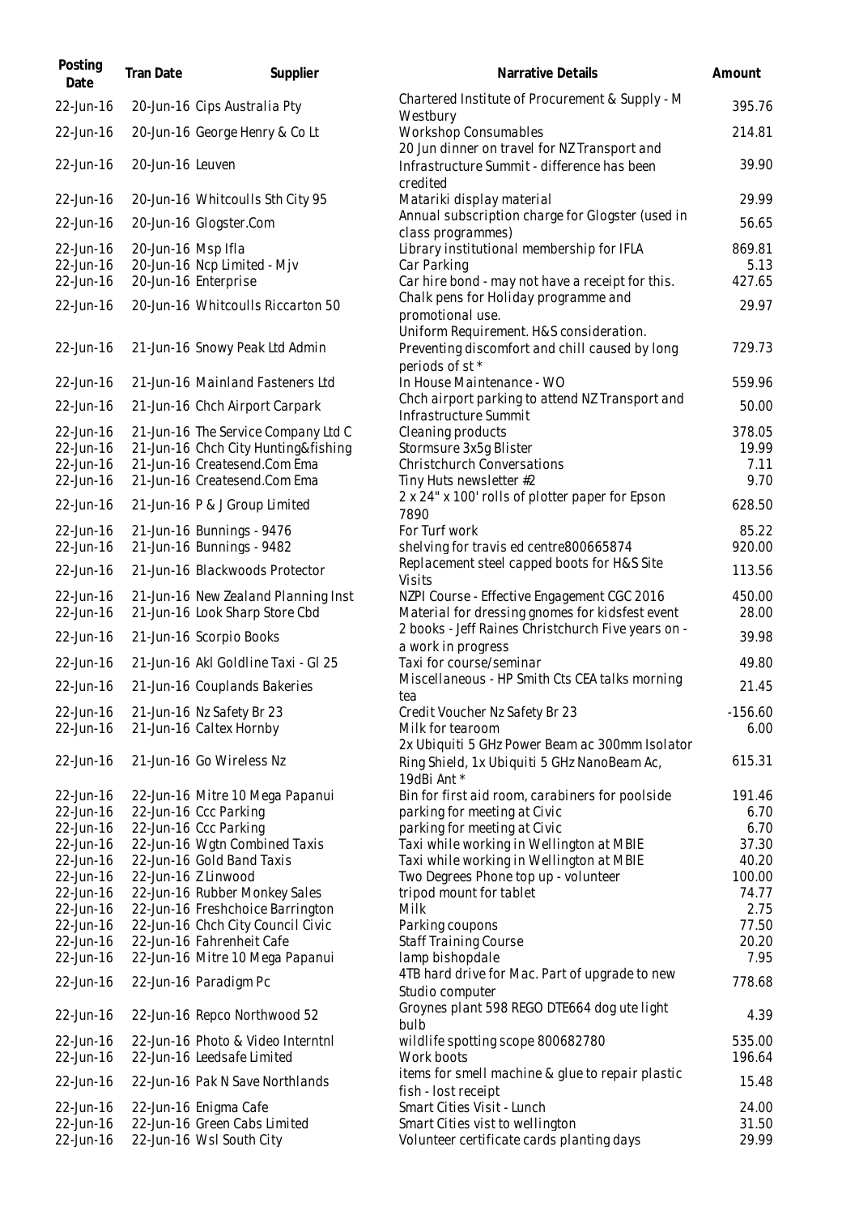| Posting Date | Tran Date | Supplier | Narrative Details | Amount |
|---|---|---|---|---|
| 22-Jun-16 | 20-Jun-16 | Cips Australia Pty | Chartered Institute of Procurement & Supply - M Westbury | 395.76 |
| 22-Jun-16 | 20-Jun-16 | George Henry & Co Lt | Workshop Consumables | 214.81 |
| 22-Jun-16 | 20-Jun-16 | Leuven | 20 Jun dinner on travel for NZ Transport and Infrastructure Summit - difference has been credited | 39.90 |
| 22-Jun-16 | 20-Jun-16 | Whitcoulls Sth City 95 | Matariki display material | 29.99 |
| 22-Jun-16 | 20-Jun-16 | Glogster.Com | Annual subscription charge for Glogster (used in class programmes) | 56.65 |
| 22-Jun-16 | 20-Jun-16 | Msp Ifla | Library institutional membership for IFLA | 869.81 |
| 22-Jun-16 | 20-Jun-16 | Ncp Limited - Mjv | Car Parking | 5.13 |
| 22-Jun-16 | 20-Jun-16 | Enterprise | Car hire bond - may not have a receipt for this. | 427.65 |
| 22-Jun-16 | 20-Jun-16 | Whitcoulls Riccarton 50 | Chalk pens for Holiday programme and promotional use. | 29.97 |
| 22-Jun-16 | 21-Jun-16 | Snowy Peak Ltd Admin | Uniform Requirement. H&S consideration. Preventing discomfort and chill caused by long periods of st * | 729.73 |
| 22-Jun-16 | 21-Jun-16 | Mainland Fasteners Ltd | In House Maintenance - WO | 559.96 |
| 22-Jun-16 | 21-Jun-16 | Chch Airport Carpark | Chch airport parking to attend NZ Transport and Infrastructure Summit | 50.00 |
| 22-Jun-16 | 21-Jun-16 | The Service Company Ltd C | Cleaning products | 378.05 |
| 22-Jun-16 | 21-Jun-16 | Chch City Hunting&fishing | Stormsure 3x5g Blister | 19.99 |
| 22-Jun-16 | 21-Jun-16 | Createsend.Com Ema | Christchurch Conversations | 7.11 |
| 22-Jun-16 | 21-Jun-16 | Createsend.Com Ema | Tiny Huts newsletter #2 | 9.70 |
| 22-Jun-16 | 21-Jun-16 | P & J Group Limited | 2 x 24" x 100' rolls of plotter paper for Epson 7890 | 628.50 |
| 22-Jun-16 | 21-Jun-16 | Bunnings - 9476 | For Turf work | 85.22 |
| 22-Jun-16 | 21-Jun-16 | Bunnings - 9482 | shelving for travis ed centre800665874 | 920.00 |
| 22-Jun-16 | 21-Jun-16 | Blackwoods Protector | Replacement steel capped boots for H&S Site Visits | 113.56 |
| 22-Jun-16 | 21-Jun-16 | New Zealand Planning Inst | NZPI Course - Effective Engagement CGC 2016 | 450.00 |
| 22-Jun-16 | 21-Jun-16 | Look Sharp Store Cbd | Material for dressing gnomes for kidsfest event | 28.00 |
| 22-Jun-16 | 21-Jun-16 | Scorpio Books | 2 books - Jeff Raines Christchurch Five years on - a work in progress | 39.98 |
| 22-Jun-16 | 21-Jun-16 | Akl Goldline Taxi - Gl 25 | Taxi for course/seminar | 49.80 |
| 22-Jun-16 | 21-Jun-16 | Couplands Bakeries | Miscellaneous - HP Smith Cts CEA talks morning tea | 21.45 |
| 22-Jun-16 | 21-Jun-16 | Nz Safety Br 23 | Credit Voucher Nz Safety Br 23 | -156.60 |
| 22-Jun-16 | 21-Jun-16 | Caltex Hornby | Milk for tearoom | 6.00 |
| 22-Jun-16 | 21-Jun-16 | Go Wireless Nz | 2x Ubiquiti 5 GHz Power Beam ac 300mm Isolator Ring Shield, 1x Ubiquiti 5 GHz NanoBeam Ac, 19dBi Ant * | 615.31 |
| 22-Jun-16 | 22-Jun-16 | Mitre 10 Mega Papanui | Bin for first aid room, carabiners for poolside | 191.46 |
| 22-Jun-16 | 22-Jun-16 | Ccc Parking | parking for meeting at Civic | 6.70 |
| 22-Jun-16 | 22-Jun-16 | Ccc Parking | parking for meeting at Civic | 6.70 |
| 22-Jun-16 | 22-Jun-16 | Wgtn Combined Taxis | Taxi while working in Wellington at MBIE | 37.30 |
| 22-Jun-16 | 22-Jun-16 | Gold Band Taxis | Taxi while working in Wellington at MBIE | 40.20 |
| 22-Jun-16 | 22-Jun-16 | Z Linwood | Two Degrees Phone top up - volunteer | 100.00 |
| 22-Jun-16 | 22-Jun-16 | Rubber Monkey Sales | tripod mount for tablet | 74.77 |
| 22-Jun-16 | 22-Jun-16 | Freshchoice Barrington | Milk | 2.75 |
| 22-Jun-16 | 22-Jun-16 | Chch City Council Civic | Parking coupons | 77.50 |
| 22-Jun-16 | 22-Jun-16 | Fahrenheit Cafe | Staff Training Course | 20.20 |
| 22-Jun-16 | 22-Jun-16 | Mitre 10 Mega Papanui | lamp bishopdale | 7.95 |
| 22-Jun-16 | 22-Jun-16 | Paradigm Pc | 4TB hard drive for Mac. Part of upgrade to new Studio computer | 778.68 |
| 22-Jun-16 | 22-Jun-16 | Repco Northwood 52 | Groynes plant 598 REGO DTE664 dog ute light bulb | 4.39 |
| 22-Jun-16 | 22-Jun-16 | Photo & Video Interntnl | wildlife spotting scope 800682780 | 535.00 |
| 22-Jun-16 | 22-Jun-16 | Leedsafe Limited | Work boots | 196.64 |
| 22-Jun-16 | 22-Jun-16 | Pak N Save Northlands | items for smell machine & glue to repair plastic fish - lost receipt | 15.48 |
| 22-Jun-16 | 22-Jun-16 | Enigma Cafe | Smart Cities Visit - Lunch | 24.00 |
| 22-Jun-16 | 22-Jun-16 | Green Cabs Limited | Smart Cities vist to wellington | 31.50 |
| 22-Jun-16 | 22-Jun-16 | Wsl South City | Volunteer certificate cards planting days | 29.99 |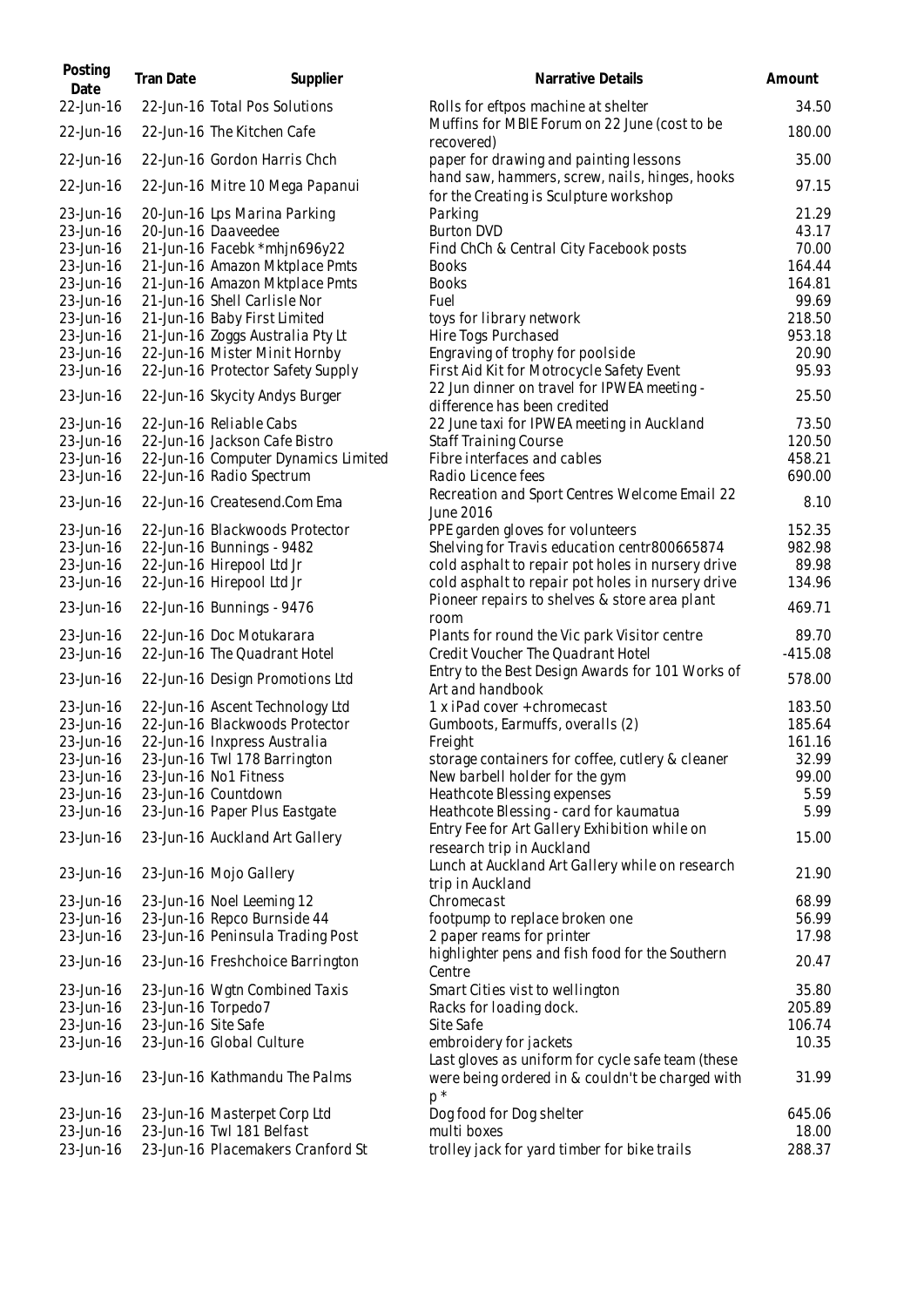| Posting Date | Tran Date | Supplier | Narrative Details | Amount |
|---|---|---|---|---|
| 22-Jun-16 | 22-Jun-16 | Total Pos Solutions | Rolls for eftpos machine at shelter | 34.50 |
| 22-Jun-16 | 22-Jun-16 | The Kitchen Cafe | Muffins for MBIE Forum on 22 June (cost to be recovered) | 180.00 |
| 22-Jun-16 | 22-Jun-16 | Gordon Harris Chch | paper for drawing and painting lessons | 35.00 |
| 22-Jun-16 | 22-Jun-16 | Mitre 10 Mega Papanui | hand saw, hammers, screw, nails, hinges, hooks for the Creating is Sculpture workshop | 97.15 |
| 23-Jun-16 | 20-Jun-16 | Lps Marina Parking | Parking | 21.29 |
| 23-Jun-16 | 20-Jun-16 | Daaveedee | Burton DVD | 43.17 |
| 23-Jun-16 | 21-Jun-16 | Facebk *mhjn696y22 | Find ChCh & Central City Facebook posts | 70.00 |
| 23-Jun-16 | 21-Jun-16 | Amazon Mktplace Pmts | Books | 164.44 |
| 23-Jun-16 | 21-Jun-16 | Amazon Mktplace Pmts | Books | 164.81 |
| 23-Jun-16 | 21-Jun-16 | Shell Carlisle Nor | Fuel | 99.69 |
| 23-Jun-16 | 21-Jun-16 | Baby First Limited | toys for library network | 218.50 |
| 23-Jun-16 | 21-Jun-16 | Zoggs Australia Pty Lt | Hire Togs Purchased | 953.18 |
| 23-Jun-16 | 22-Jun-16 | Mister Minit Hornby | Engraving of trophy for poolside | 20.90 |
| 23-Jun-16 | 22-Jun-16 | Protector Safety Supply | First Aid Kit for Motrocycle Safety Event | 95.93 |
| 23-Jun-16 | 22-Jun-16 | Skycity Andys Burger | 22 Jun dinner on travel for IPWEA meeting - difference has been credited | 25.50 |
| 23-Jun-16 | 22-Jun-16 | Reliable Cabs | 22 June taxi for IPWEA meeting in Auckland | 73.50 |
| 23-Jun-16 | 22-Jun-16 | Jackson Cafe Bistro | Staff Training Course | 120.50 |
| 23-Jun-16 | 22-Jun-16 | Computer Dynamics Limited | Fibre interfaces and cables | 458.21 |
| 23-Jun-16 | 22-Jun-16 | Radio Spectrum | Radio Licence fees | 690.00 |
| 23-Jun-16 | 22-Jun-16 | Createsend.Com Ema | Recreation and Sport Centres Welcome Email 22 June 2016 | 8.10 |
| 23-Jun-16 | 22-Jun-16 | Blackwoods Protector | PPE garden gloves for volunteers | 152.35 |
| 23-Jun-16 | 22-Jun-16 | Bunnings - 9482 | Shelving for Travis education centr800665874 | 982.98 |
| 23-Jun-16 | 22-Jun-16 | Hirepool Ltd Jr | cold asphalt to repair pot holes in nursery drive | 89.98 |
| 23-Jun-16 | 22-Jun-16 | Hirepool Ltd Jr | cold asphalt to repair pot holes in nursery drive | 134.96 |
| 23-Jun-16 | 22-Jun-16 | Bunnings - 9476 | Pioneer repairs to shelves & store area plant room | 469.71 |
| 23-Jun-16 | 22-Jun-16 | Doc Motukarara | Plants for round the Vic park Visitor centre | 89.70 |
| 23-Jun-16 | 22-Jun-16 | The Quadrant Hotel | Credit Voucher The Quadrant Hotel | -415.08 |
| 23-Jun-16 | 22-Jun-16 | Design Promotions Ltd | Entry to the Best Design Awards for 101 Works of Art and handbook | 578.00 |
| 23-Jun-16 | 22-Jun-16 | Ascent Technology Ltd | 1 x iPad cover + chromecast | 183.50 |
| 23-Jun-16 | 22-Jun-16 | Blackwoods Protector | Gumboots, Earmuffs, overalls (2) | 185.64 |
| 23-Jun-16 | 22-Jun-16 | Inxpress Australia | Freight | 161.16 |
| 23-Jun-16 | 23-Jun-16 | Twl 178 Barrington | storage containers for coffee, cutlery & cleaner | 32.99 |
| 23-Jun-16 | 23-Jun-16 | No1 Fitness | New barbell holder for the gym | 99.00 |
| 23-Jun-16 | 23-Jun-16 | Countdown | Heathcote Blessing expenses | 5.59 |
| 23-Jun-16 | 23-Jun-16 | Paper Plus Eastgate | Heathcote Blessing - card for kaumatua | 5.99 |
| 23-Jun-16 | 23-Jun-16 | Auckland Art Gallery | Entry Fee for Art Gallery Exhibition while on research trip in Auckland | 15.00 |
| 23-Jun-16 | 23-Jun-16 | Mojo Gallery | Lunch at Auckland Art Gallery while on research trip in Auckland | 21.90 |
| 23-Jun-16 | 23-Jun-16 | Noel Leeming 12 | Chromecast | 68.99 |
| 23-Jun-16 | 23-Jun-16 | Repco Burnside 44 | footpump to replace broken one | 56.99 |
| 23-Jun-16 | 23-Jun-16 | Peninsula Trading Post | 2 paper reams for printer | 17.98 |
| 23-Jun-16 | 23-Jun-16 | Freshchoice Barrington | highlighter pens and fish food for the Southern Centre | 20.47 |
| 23-Jun-16 | 23-Jun-16 | Wgtn Combined Taxis | Smart Cities vist to wellington | 35.80 |
| 23-Jun-16 | 23-Jun-16 | Torpedo7 | Racks for loading dock. | 205.89 |
| 23-Jun-16 | 23-Jun-16 | Site Safe | Site Safe | 106.74 |
| 23-Jun-16 | 23-Jun-16 | Global Culture | embroidery for jackets | 10.35 |
| 23-Jun-16 | 23-Jun-16 | Kathmandu The Palms | Last gloves as uniform for cycle safe team (these were being ordered in & couldn't be charged with p * | 31.99 |
| 23-Jun-16 | 23-Jun-16 | Masterpet Corp Ltd | Dog food for Dog shelter | 645.06 |
| 23-Jun-16 | 23-Jun-16 | Twl 181 Belfast | multi boxes | 18.00 |
| 23-Jun-16 | 23-Jun-16 | Placemakers Cranford St | trolley jack for yard timber for bike trails | 288.37 |